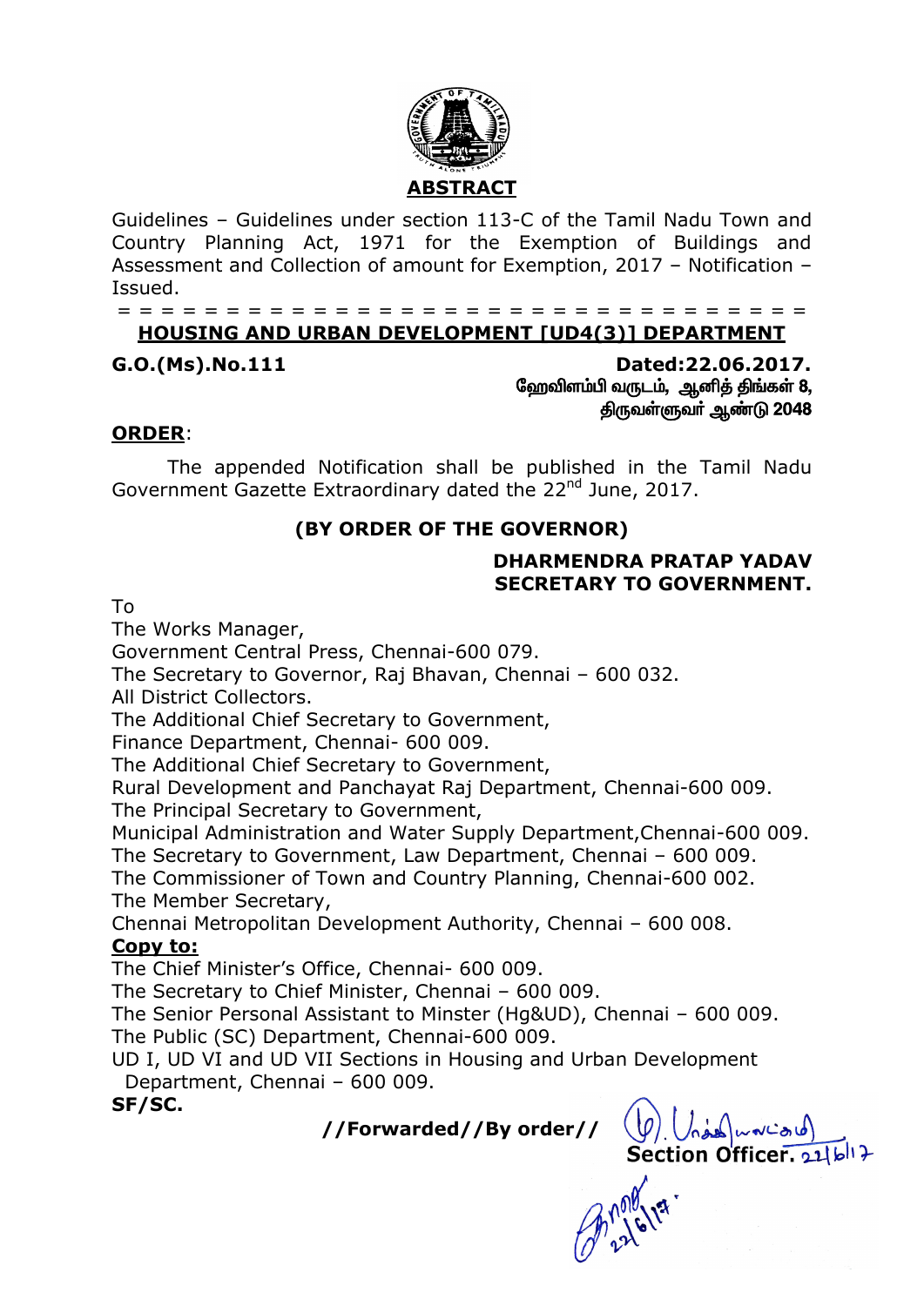## ABSTRACT

Guidelines – Guidelines under section 113-C of the Tamil Nadu Town and Country Planning Act, 1971 for the Exemption of Buildings and Assessment and Collection of amount for Exemption, 2017 – Notification – Issued.

= = = = = = = = = = = = = = = = = = = = = = = = = = = = = = = = = =

## HOUSING AND URBAN DEVELOPMENT [UD4(3)] DEPARTMENT

**G.O.(Ms).No.111** **Dated:22.06.2017.**

ஹேவிளம்பி வருடம், ஆனித் திங்கள் 8,
திருவள்ளுவர் ஆண்டு 2048

**ORDER**:

The appended Notification shall be published in the Tamil Nadu Government Gazette Extraordinary dated the 22nd June, 2017.

**(BY ORDER OF THE GOVERNOR)**

**DHARMENDRA PRATAP YADAV**
**SECRETARY TO GOVERNMENT.**

To
The Works Manager,
Government Central Press, Chennai-600 079.
The Secretary to Governor, Raj Bhavan, Chennai – 600 032.
All District Collectors.
The Additional Chief Secretary to Government,
Finance Department, Chennai- 600 009.
The Additional Chief Secretary to Government,
Rural Development and Panchayat Raj Department, Chennai-600 009.
The Principal Secretary to Government,
Municipal Administration and Water Supply Department,Chennai-600 009.
The Secretary to Government, Law Department, Chennai – 600 009.
The Commissioner of Town and Country Planning, Chennai-600 002.
The Member Secretary,
Chennai Metropolitan Development Authority, Chennai – 600 008.

**Copy to:**
The Chief Minister's Office, Chennai- 600 009.
The Secretary to Chief Minister, Chennai – 600 009.
The Senior Personal Assistant to Minster (Hg&UD), Chennai – 600 009.
The Public (SC) Department, Chennai-600 009.
UD I, UD VI and UD VII Sections in Housing and Urban Development Department, Chennai – 600 009.

**SF/SC.**

**//Forwarded//By order//**

**Section Officer.** 22/6/17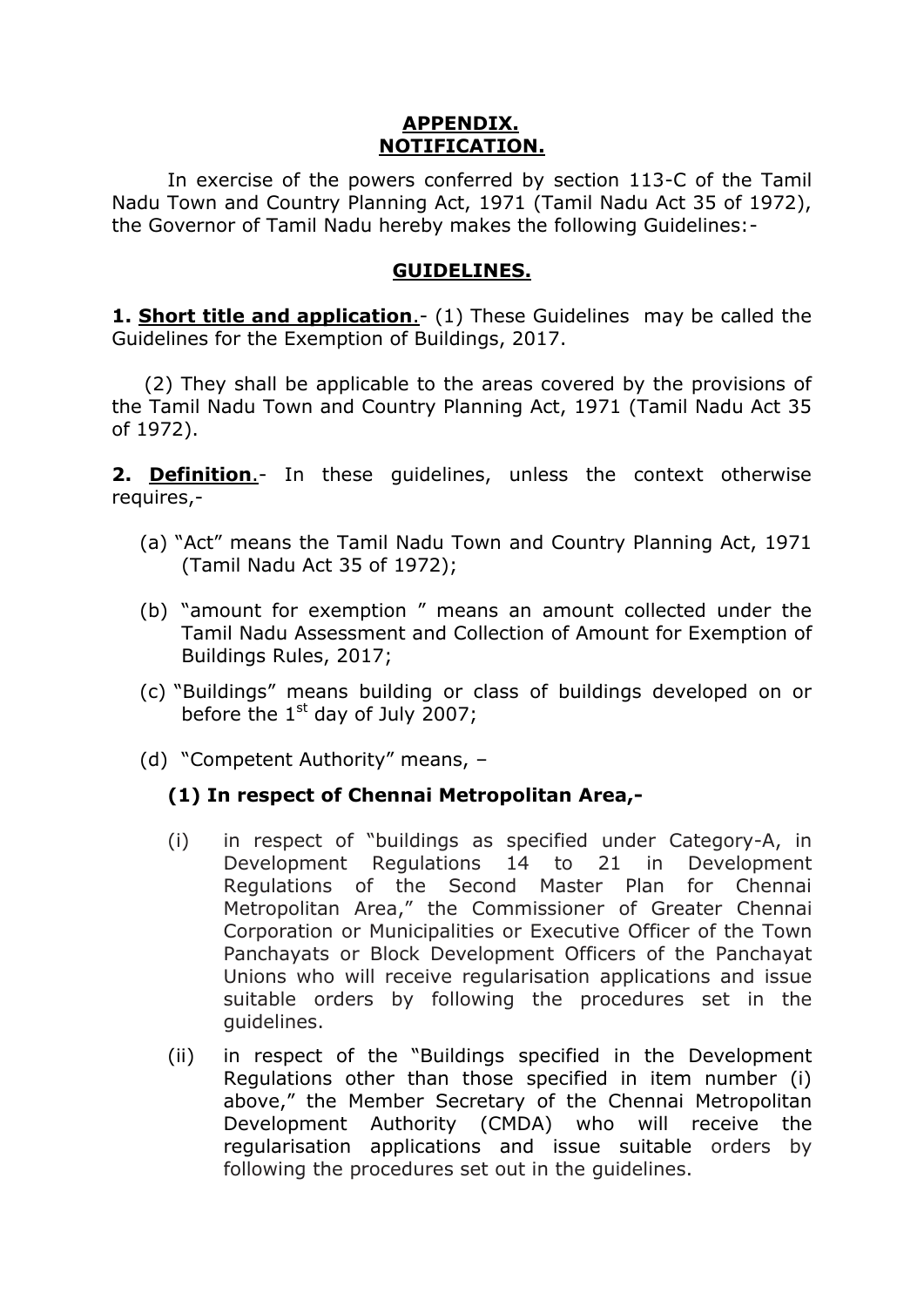**APPENDIX.**
**NOTIFICATION.**

In exercise of the powers conferred by section 113-C of the Tamil Nadu Town and Country Planning Act, 1971 (Tamil Nadu Act 35 of 1972), the Governor of Tamil Nadu hereby makes the following Guidelines:-

**GUIDELINES.**

**1. Short title and application**.- (1) These Guidelines may be called the Guidelines for the Exemption of Buildings, 2017.

(2) They shall be applicable to the areas covered by the provisions of the Tamil Nadu Town and Country Planning Act, 1971 (Tamil Nadu Act 35 of 1972).

**2. Definition**.- In these guidelines, unless the context otherwise requires,-

(a) "Act" means the Tamil Nadu Town and Country Planning Act, 1971 (Tamil Nadu Act 35 of 1972);

(b) "amount for exemption " means an amount collected under the Tamil Nadu Assessment and Collection of Amount for Exemption of Buildings Rules, 2017;

(c) "Buildings" means building or class of buildings developed on or before the 1st day of July 2007;

(d) "Competent Authority" means, –

**(1) In respect of Chennai Metropolitan Area,-**

(i) in respect of "buildings as specified under Category-A, in Development Regulations 14 to 21 in Development Regulations of the Second Master Plan for Chennai Metropolitan Area," the Commissioner of Greater Chennai Corporation or Municipalities or Executive Officer of the Town Panchayats or Block Development Officers of the Panchayat Unions who will receive regularisation applications and issue suitable orders by following the procedures set in the guidelines.

(ii) in respect of the "Buildings specified in the Development Regulations other than those specified in item number (i) above," the Member Secretary of the Chennai Metropolitan Development Authority (CMDA) who will receive the regularisation applications and issue suitable orders by following the procedures set out in the guidelines.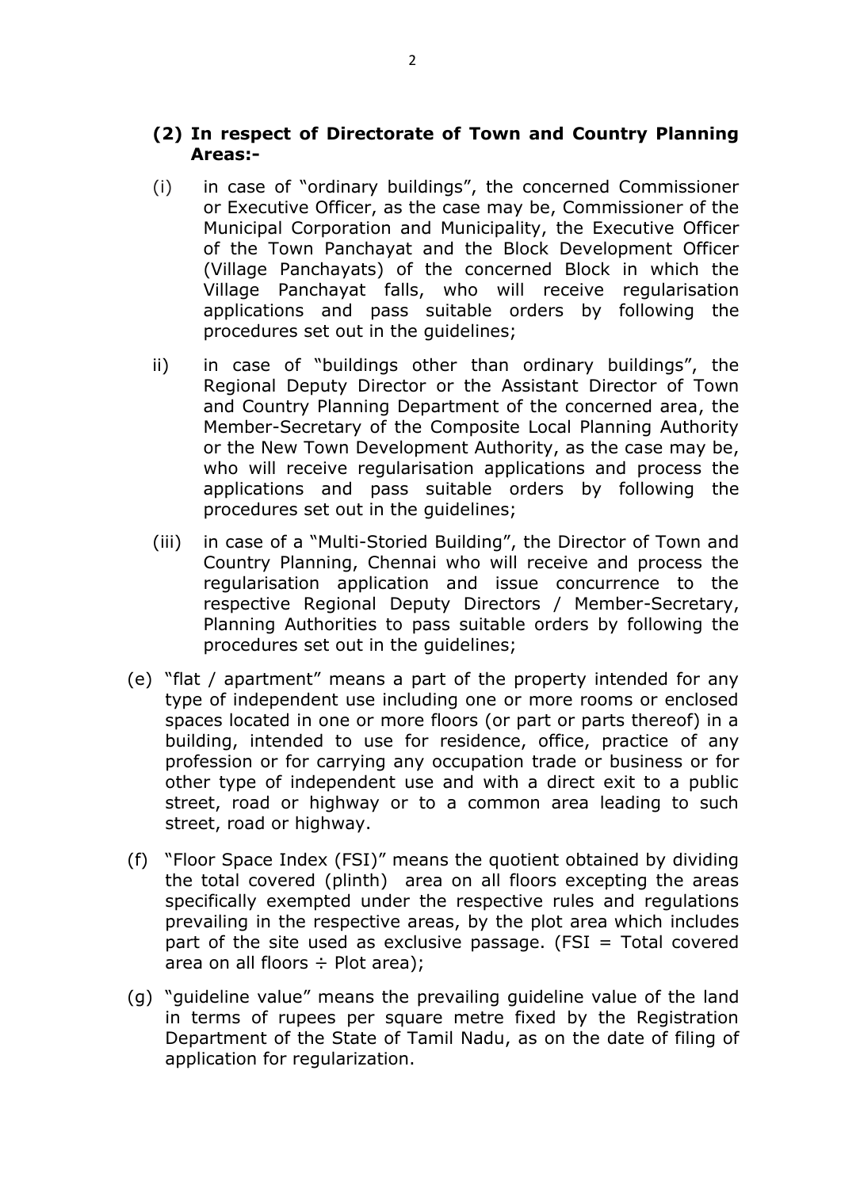**(2) In respect of Directorate of Town and Country Planning Areas:-**

(i) in case of "ordinary buildings", the concerned Commissioner or Executive Officer, as the case may be, Commissioner of the Municipal Corporation and Municipality, the Executive Officer of the Town Panchayat and the Block Development Officer (Village Panchayats) of the concerned Block in which the Village Panchayat falls, who will receive regularisation applications and pass suitable orders by following the procedures set out in the guidelines;

ii) in case of "buildings other than ordinary buildings", the Regional Deputy Director or the Assistant Director of Town and Country Planning Department of the concerned area, the Member-Secretary of the Composite Local Planning Authority or the New Town Development Authority, as the case may be, who will receive regularisation applications and process the applications and pass suitable orders by following the procedures set out in the guidelines;

(iii) in case of a "Multi-Storied Building", the Director of Town and Country Planning, Chennai who will receive and process the regularisation application and issue concurrence to the respective Regional Deputy Directors / Member-Secretary, Planning Authorities to pass suitable orders by following the procedures set out in the guidelines;

(e) "flat / apartment" means a part of the property intended for any type of independent use including one or more rooms or enclosed spaces located in one or more floors (or part or parts thereof) in a building, intended to use for residence, office, practice of any profession or for carrying any occupation trade or business or for other type of independent use and with a direct exit to a public street, road or highway or to a common area leading to such street, road or highway.

(f) "Floor Space Index (FSI)" means the quotient obtained by dividing the total covered (plinth) area on all floors excepting the areas specifically exempted under the respective rules and regulations prevailing in the respective areas, by the plot area which includes part of the site used as exclusive passage. (FSI = Total covered area on all floors ÷ Plot area);

(g) "guideline value" means the prevailing guideline value of the land in terms of rupees per square metre fixed by the Registration Department of the State of Tamil Nadu, as on the date of filing of application for regularization.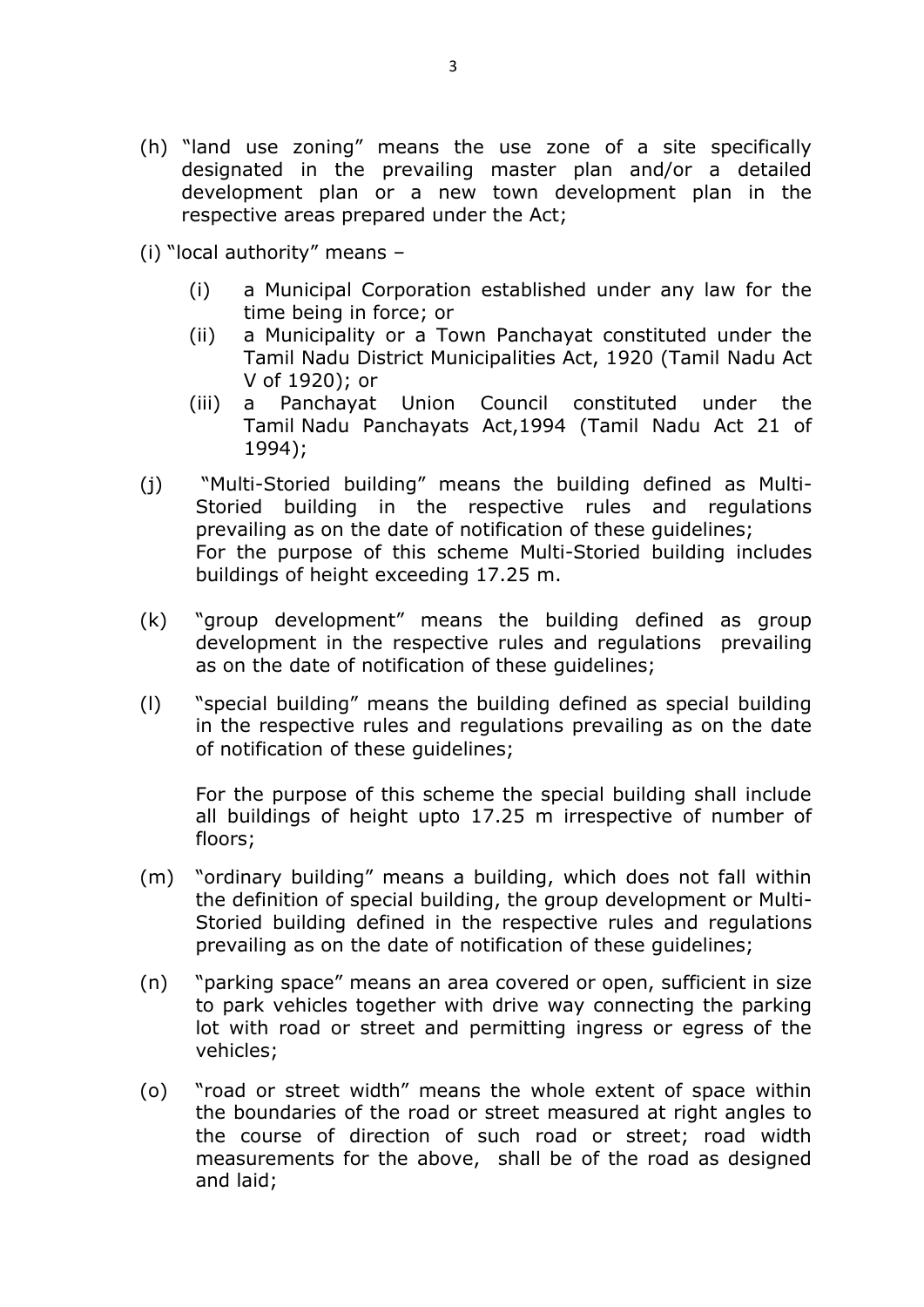(h) "land use zoning" means the use zone of a site specifically designated in the prevailing master plan and/or a detailed development plan or a new town development plan in the respective areas prepared under the Act;

(i) "local authority" means –

   (i) a Municipal Corporation established under any law for the time being in force; or
   (ii) a Municipality or a Town Panchayat constituted under the Tamil Nadu District Municipalities Act, 1920 (Tamil Nadu Act V of 1920); or
   (iii) a Panchayat Union Council constituted under the Tamil Nadu Panchayats Act,1994 (Tamil Nadu Act 21 of 1994);

(j) "Multi-Storied building" means the building defined as Multi-Storied building in the respective rules and regulations prevailing as on the date of notification of these guidelines;
For the purpose of this scheme Multi-Storied building includes buildings of height exceeding 17.25 m.

(k) "group development" means the building defined as group development in the respective rules and regulations prevailing as on the date of notification of these guidelines;

(l) "special building" means the building defined as special building in the respective rules and regulations prevailing as on the date of notification of these guidelines;

For the purpose of this scheme the special building shall include all buildings of height upto 17.25 m irrespective of number of floors;

(m) "ordinary building" means a building, which does not fall within the definition of special building, the group development or Multi-Storied building defined in the respective rules and regulations prevailing as on the date of notification of these guidelines;

(n) "parking space" means an area covered or open, sufficient in size to park vehicles together with drive way connecting the parking lot with road or street and permitting ingress or egress of the vehicles;

(o) "road or street width" means the whole extent of space within the boundaries of the road or street measured at right angles to the course of direction of such road or street; road width measurements for the above, shall be of the road as designed and laid;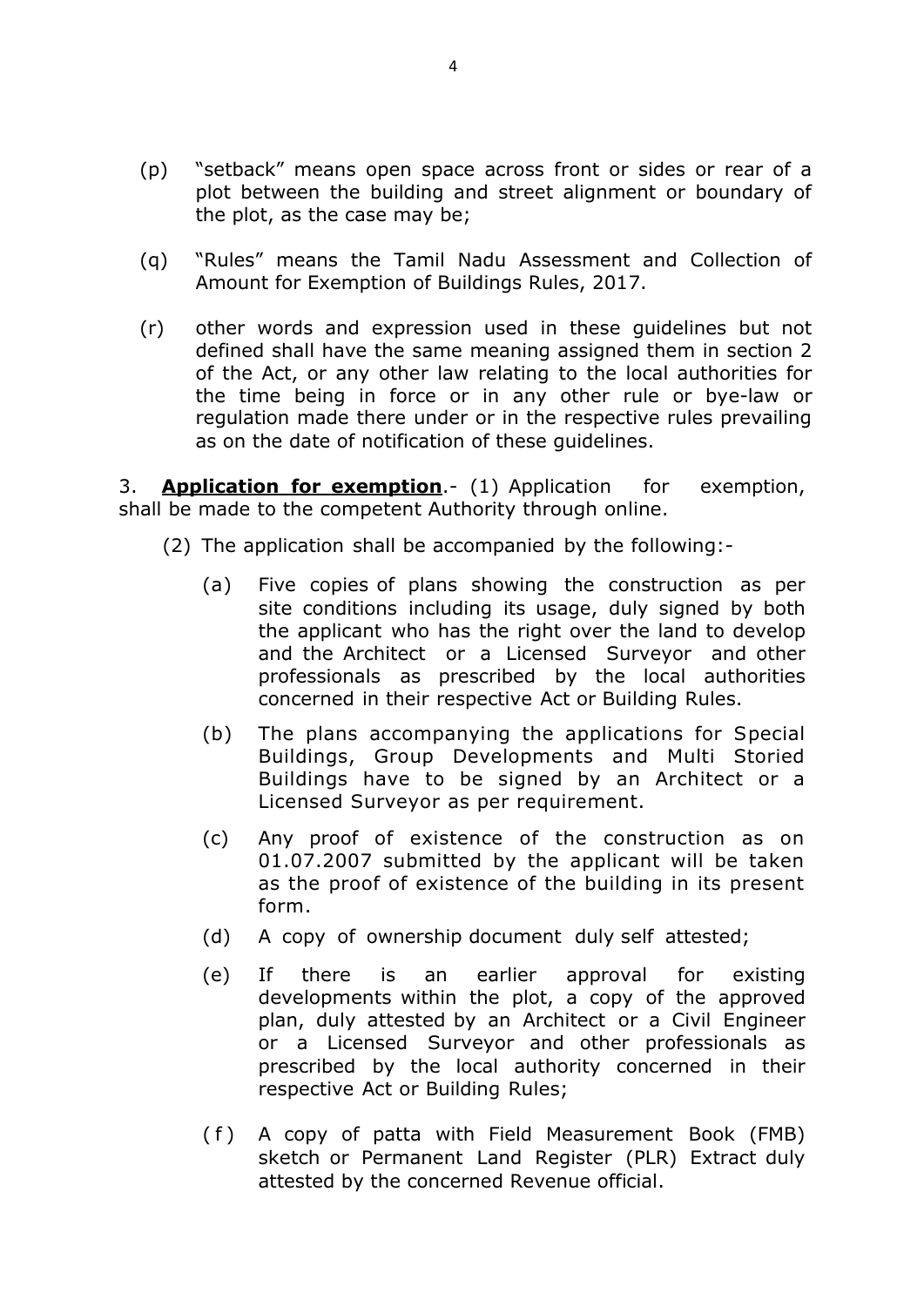(p) "setback" means open space across front or sides or rear of a plot between the building and street alignment or boundary of the plot, as the case may be;

(q) "Rules" means the Tamil Nadu Assessment and Collection of Amount for Exemption of Buildings Rules, 2017.

(r) other words and expression used in these guidelines but not defined shall have the same meaning assigned them in section 2 of the Act, or any other law relating to the local authorities for the time being in force or in any other rule or bye-law or regulation made there under or in the respective rules prevailing as on the date of notification of these guidelines.

3. **Application for exemption**.- (1) Application for exemption, shall be made to the competent Authority through online.

(2) The application shall be accompanied by the following:-

(a) Five copies of plans showing the construction as per site conditions including its usage, duly signed by both the applicant who has the right over the land to develop and the Architect or a Licensed Surveyor and other professionals as prescribed by the local authorities concerned in their respective Act or Building Rules.

(b) The plans accompanying the applications for Special Buildings, Group Developments and Multi Storied Buildings have to be signed by an Architect or a Licensed Surveyor as per requirement.

(c) Any proof of existence of the construction as on 01.07.2007 submitted by the applicant will be taken as the proof of existence of the building in its present form.

(d) A copy of ownership document duly self attested;

(e) If there is an earlier approval for existing developments within the plot, a copy of the approved plan, duly attested by an Architect or a Civil Engineer or a Licensed Surveyor and other professionals as prescribed by the local authority concerned in their respective Act or Building Rules;

(f) A copy of patta with Field Measurement Book (FMB) sketch or Permanent Land Register (PLR) Extract duly attested by the concerned Revenue official.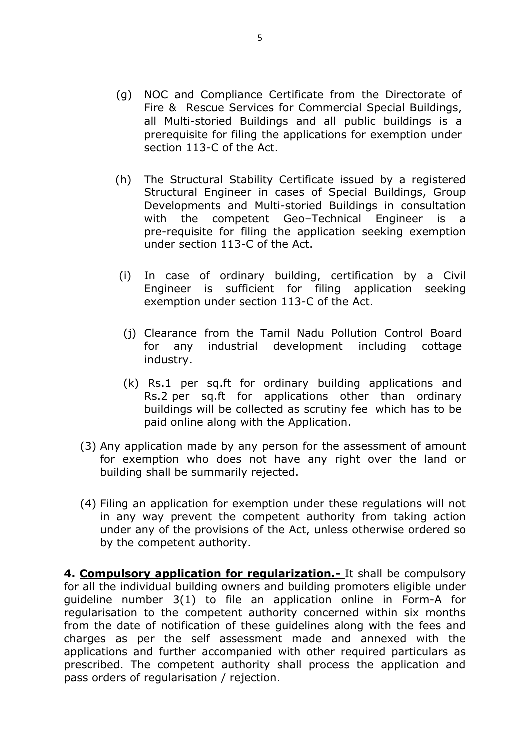(g) NOC and Compliance Certificate from the Directorate of Fire & Rescue Services for Commercial Special Buildings, all Multi-storied Buildings and all public buildings is a prerequisite for filing the applications for exemption under section 113-C of the Act.

(h) The Structural Stability Certificate issued by a registered Structural Engineer in cases of Special Buildings, Group Developments and Multi-storied Buildings in consultation with the competent Geo–Technical Engineer is a pre-requisite for filing the application seeking exemption under section 113-C of the Act.

(i) In case of ordinary building, certification by a Civil Engineer is sufficient for filing application seeking exemption under section 113-C of the Act.

(j) Clearance from the Tamil Nadu Pollution Control Board for any industrial development including cottage industry.

(k) Rs.1 per sq.ft for ordinary building applications and Rs.2 per sq.ft for applications other than ordinary buildings will be collected as scrutiny fee which has to be paid online along with the Application.

(3) Any application made by any person for the assessment of amount for exemption who does not have any right over the land or building shall be summarily rejected.

(4) Filing an application for exemption under these regulations will not in any way prevent the competent authority from taking action under any of the provisions of the Act, unless otherwise ordered so by the competent authority.

**4. Compulsory application for regularization.-** It shall be compulsory for all the individual building owners and building promoters eligible under guideline number 3(1) to file an application online in Form-A for regularisation to the competent authority concerned within six months from the date of notification of these guidelines along with the fees and charges as per the self assessment made and annexed with the applications and further accompanied with other required particulars as prescribed. The competent authority shall process the application and pass orders of regularisation / rejection.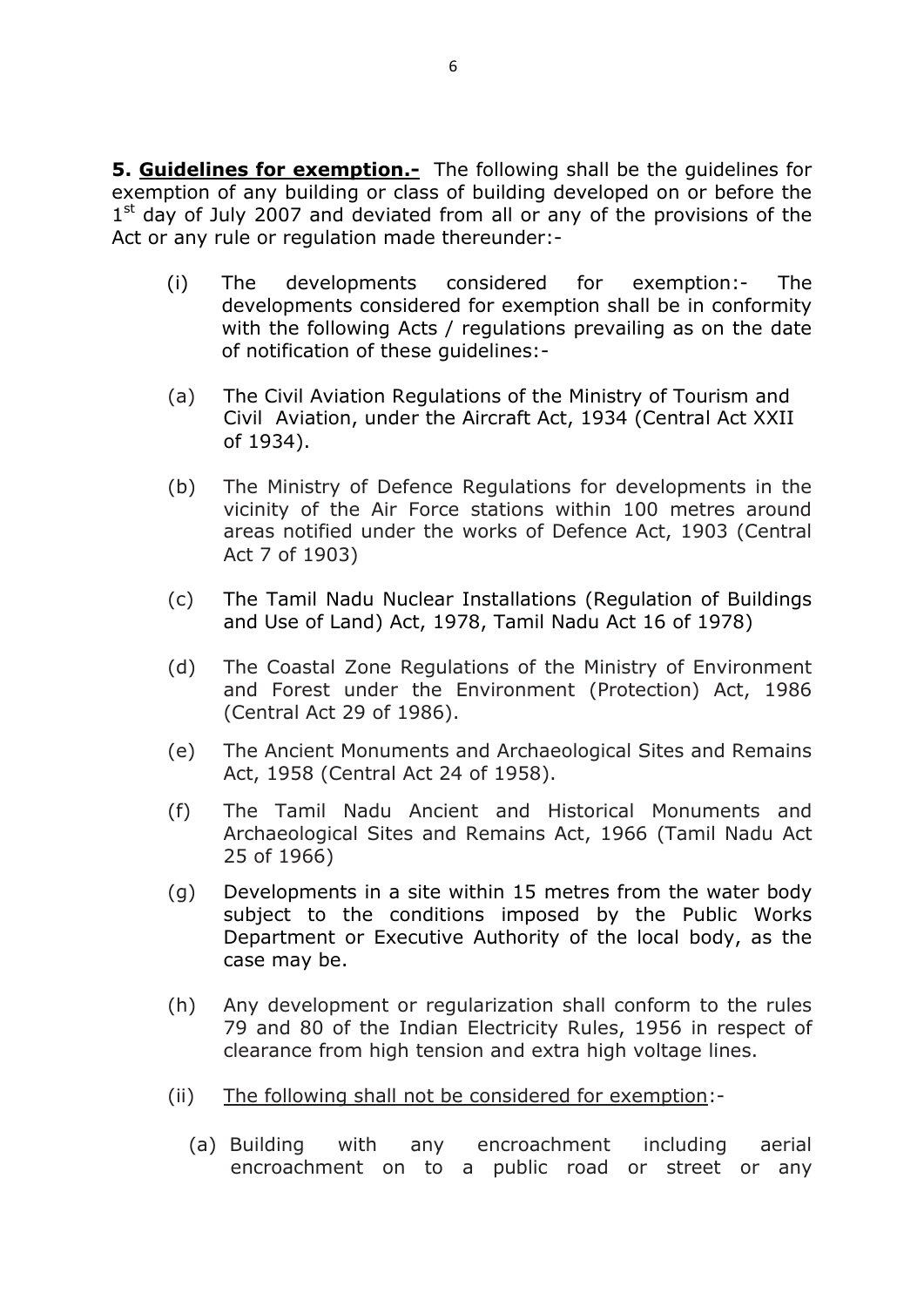**5. <u>Guidelines for exemption.-</u>** The following shall be the guidelines for exemption of any building or class of building developed on or before the 1st day of July 2007 and deviated from all or any of the provisions of the Act or any rule or regulation made thereunder:-

(i) The developments considered for exemption:- The developments considered for exemption shall be in conformity with the following Acts / regulations prevailing as on the date of notification of these guidelines:-

(a) The Civil Aviation Regulations of the Ministry of Tourism and Civil Aviation, under the Aircraft Act, 1934 (Central Act XXII of 1934).

(b) The Ministry of Defence Regulations for developments in the vicinity of the Air Force stations within 100 metres around areas notified under the works of Defence Act, 1903 (Central Act 7 of 1903)

(c) The Tamil Nadu Nuclear Installations (Regulation of Buildings and Use of Land) Act, 1978, Tamil Nadu Act 16 of 1978)

(d) The Coastal Zone Regulations of the Ministry of Environment and Forest under the Environment (Protection) Act, 1986 (Central Act 29 of 1986).

(e) The Ancient Monuments and Archaeological Sites and Remains Act, 1958 (Central Act 24 of 1958).

(f) The Tamil Nadu Ancient and Historical Monuments and Archaeological Sites and Remains Act, 1966 (Tamil Nadu Act 25 of 1966)

(g) Developments in a site within 15 metres from the water body subject to the conditions imposed by the Public Works Department or Executive Authority of the local body, as the case may be.

(h) Any development or regularization shall conform to the rules 79 and 80 of the Indian Electricity Rules, 1956 in respect of clearance from high tension and extra high voltage lines.

(ii) <u>The following shall not be considered for exemption</u>:-

(a) Building with any encroachment including aerial encroachment on to a public road or street or any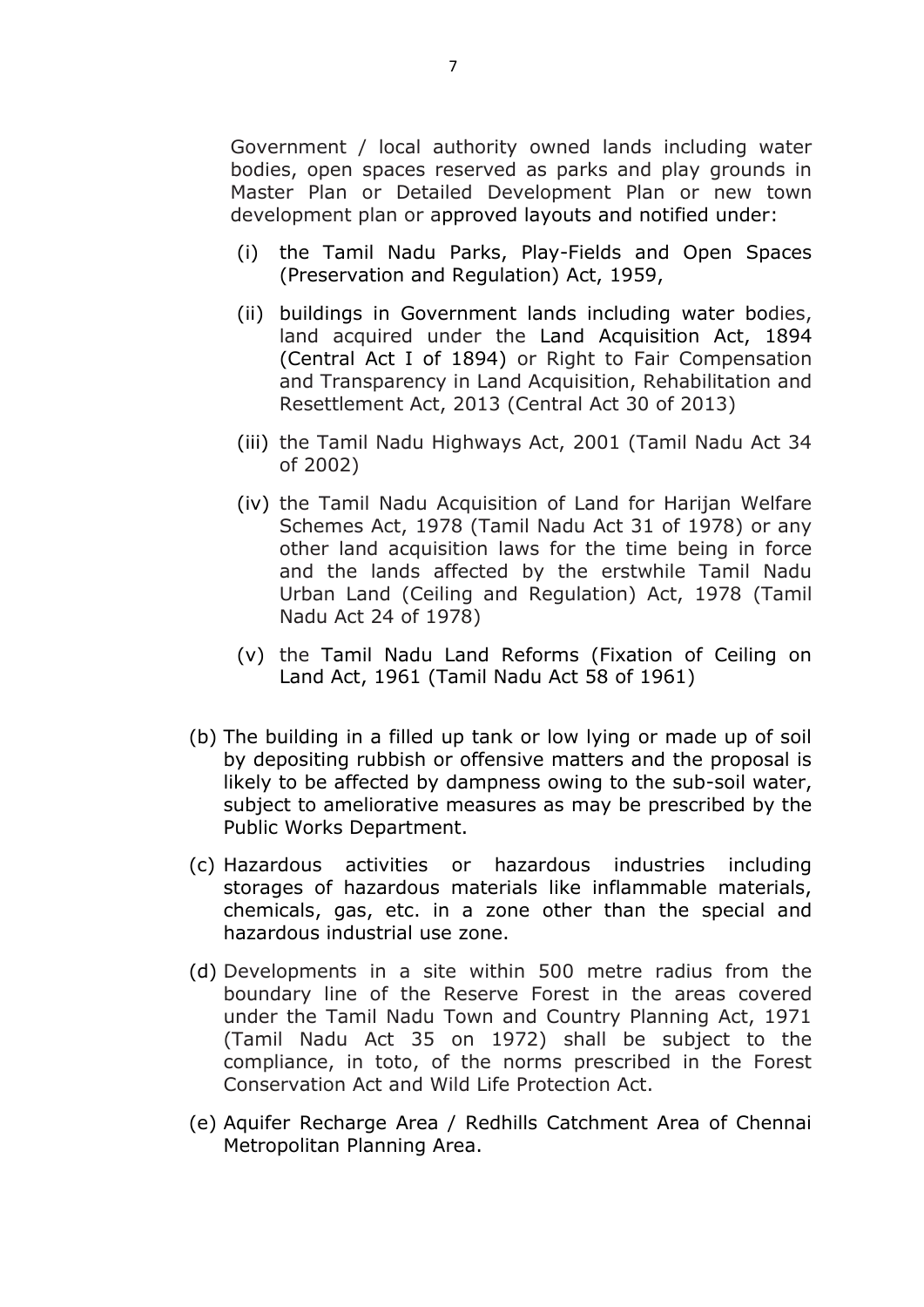Government / local authority owned lands including water bodies, open spaces reserved as parks and play grounds in Master Plan or Detailed Development Plan or new town development plan or approved layouts and notified under:

(i) the Tamil Nadu Parks, Play-Fields and Open Spaces (Preservation and Regulation) Act, 1959,

(ii) buildings in Government lands including water bodies, land acquired under the Land Acquisition Act, 1894 (Central Act I of 1894) or Right to Fair Compensation and Transparency in Land Acquisition, Rehabilitation and Resettlement Act, 2013 (Central Act 30 of 2013)

(iii) the Tamil Nadu Highways Act, 2001 (Tamil Nadu Act 34 of 2002)

(iv) the Tamil Nadu Acquisition of Land for Harijan Welfare Schemes Act, 1978 (Tamil Nadu Act 31 of 1978) or any other land acquisition laws for the time being in force and the lands affected by the erstwhile Tamil Nadu Urban Land (Ceiling and Regulation) Act, 1978 (Tamil Nadu Act 24 of 1978)

(v) the Tamil Nadu Land Reforms (Fixation of Ceiling on Land Act, 1961 (Tamil Nadu Act 58 of 1961)

(b) The building in a filled up tank or low lying or made up of soil by depositing rubbish or offensive matters and the proposal is likely to be affected by dampness owing to the sub-soil water, subject to ameliorative measures as may be prescribed by the Public Works Department.

(c) Hazardous activities or hazardous industries including storages of hazardous materials like inflammable materials, chemicals, gas, etc. in a zone other than the special and hazardous industrial use zone.

(d) Developments in a site within 500 metre radius from the boundary line of the Reserve Forest in the areas covered under the Tamil Nadu Town and Country Planning Act, 1971 (Tamil Nadu Act 35 on 1972) shall be subject to the compliance, in toto, of the norms prescribed in the Forest Conservation Act and Wild Life Protection Act.

(e) Aquifer Recharge Area / Redhills Catchment Area of Chennai Metropolitan Planning Area.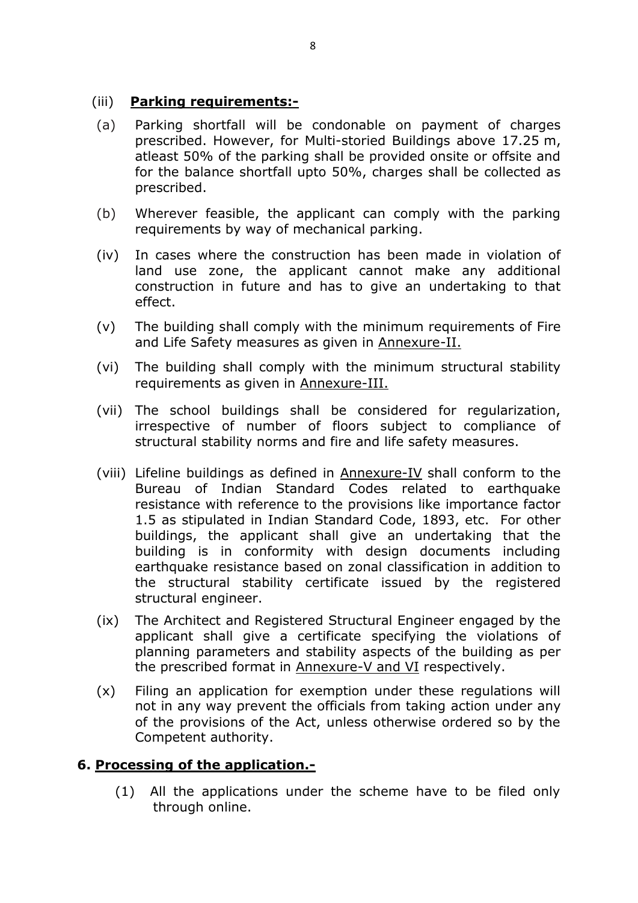(iii) **Parking requirements:-**

(a) Parking shortfall will be condonable on payment of charges prescribed. However, for Multi-storied Buildings above 17.25 m, atleast 50% of the parking shall be provided onsite or offsite and for the balance shortfall upto 50%, charges shall be collected as prescribed.

(b) Wherever feasible, the applicant can comply with the parking requirements by way of mechanical parking.

(iv) In cases where the construction has been made in violation of land use zone, the applicant cannot make any additional construction in future and has to give an undertaking to that effect.

(v) The building shall comply with the minimum requirements of Fire and Life Safety measures as given in Annexure-II.

(vi) The building shall comply with the minimum structural stability requirements as given in Annexure-III.

(vii) The school buildings shall be considered for regularization, irrespective of number of floors subject to compliance of structural stability norms and fire and life safety measures.

(viii) Lifeline buildings as defined in Annexure-IV shall conform to the Bureau of Indian Standard Codes related to earthquake resistance with reference to the provisions like importance factor 1.5 as stipulated in Indian Standard Code, 1893, etc. For other buildings, the applicant shall give an undertaking that the building is in conformity with design documents including earthquake resistance based on zonal classification in addition to the structural stability certificate issued by the registered structural engineer.

(ix) The Architect and Registered Structural Engineer engaged by the applicant shall give a certificate specifying the violations of planning parameters and stability aspects of the building as per the prescribed format in Annexure-V and VI respectively.

(x) Filing an application for exemption under these regulations will not in any way prevent the officials from taking action under any of the provisions of the Act, unless otherwise ordered so by the Competent authority.

## 6. Processing of the application.-

(1) All the applications under the scheme have to be filed only through online.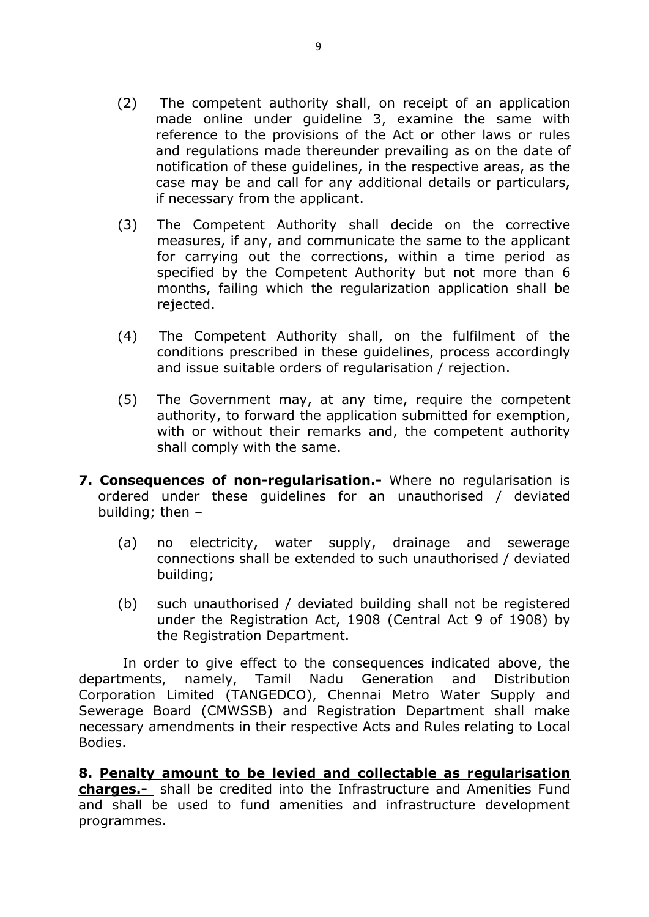(2) The competent authority shall, on receipt of an application made online under guideline 3, examine the same with reference to the provisions of the Act or other laws or rules and regulations made thereunder prevailing as on the date of notification of these guidelines, in the respective areas, as the case may be and call for any additional details or particulars, if necessary from the applicant.

(3) The Competent Authority shall decide on the corrective measures, if any, and communicate the same to the applicant for carrying out the corrections, within a time period as specified by the Competent Authority but not more than 6 months, failing which the regularization application shall be rejected.

(4) The Competent Authority shall, on the fulfilment of the conditions prescribed in these guidelines, process accordingly and issue suitable orders of regularisation / rejection.

(5) The Government may, at any time, require the competent authority, to forward the application submitted for exemption, with or without their remarks and, the competent authority shall comply with the same.

**7. Consequences of non-regularisation.-** Where no regularisation is ordered under these guidelines for an unauthorised / deviated building; then –

(a) no electricity, water supply, drainage and sewerage connections shall be extended to such unauthorised / deviated building;

(b) such unauthorised / deviated building shall not be registered under the Registration Act, 1908 (Central Act 9 of 1908) by the Registration Department.

In order to give effect to the consequences indicated above, the departments, namely, Tamil Nadu Generation and Distribution Corporation Limited (TANGEDCO), Chennai Metro Water Supply and Sewerage Board (CMWSSB) and Registration Department shall make necessary amendments in their respective Acts and Rules relating to Local Bodies.

**8. <u>Penalty amount to be levied and collectable as regularisation charges.-</u>** shall be credited into the Infrastructure and Amenities Fund and shall be used to fund amenities and infrastructure development programmes.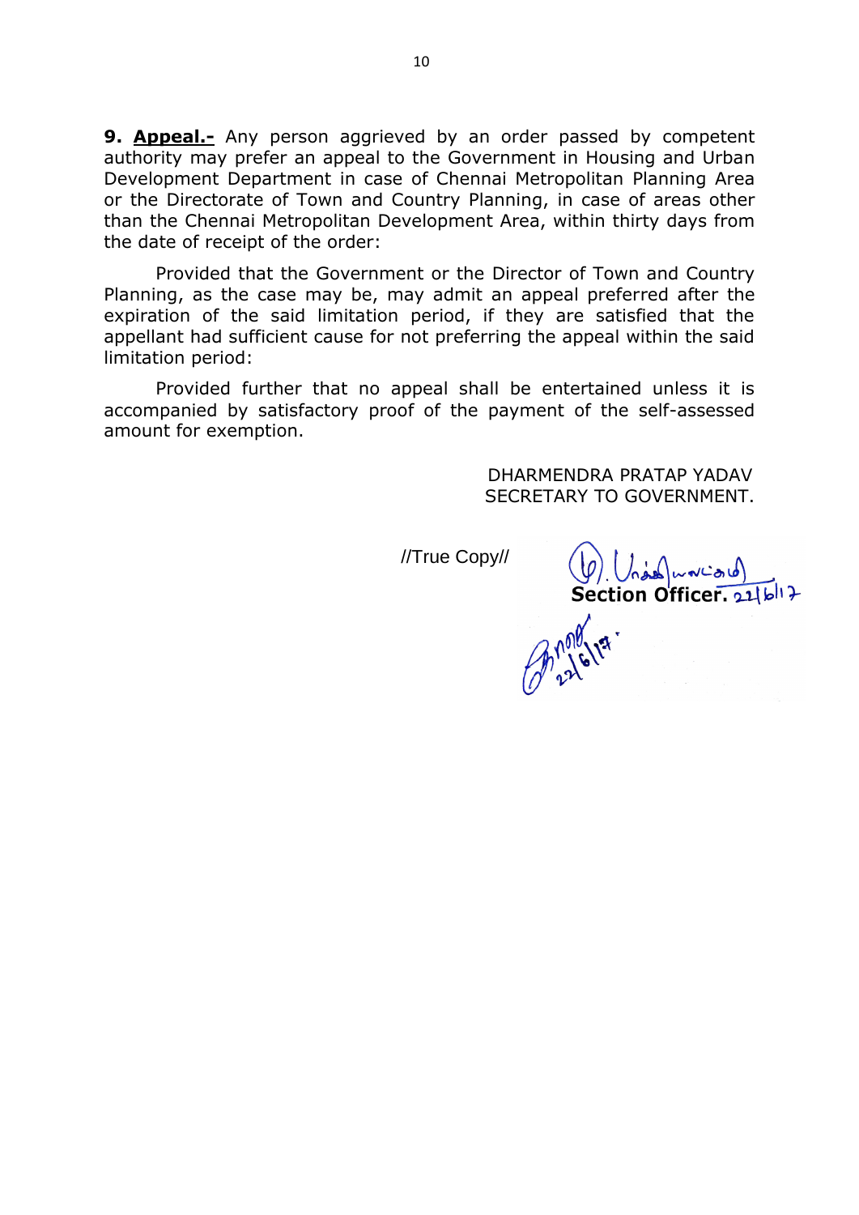**9. Appeal.-** Any person aggrieved by an order passed by competent authority may prefer an appeal to the Government in Housing and Urban Development Department in case of Chennai Metropolitan Planning Area or the Directorate of Town and Country Planning, in case of areas other than the Chennai Metropolitan Development Area, within thirty days from the date of receipt of the order:

Provided that the Government or the Director of Town and Country Planning, as the case may be, may admit an appeal preferred after the expiration of the said limitation period, if they are satisfied that the appellant had sufficient cause for not preferring the appeal within the said limitation period:

Provided further that no appeal shall be entertained unless it is accompanied by satisfactory proof of the payment of the self-assessed amount for exemption.

DHARMENDRA PRATAP YADAV
SECRETARY TO GOVERNMENT.

//True Copy//

**Section Officer.** 22/6/17

22/6/17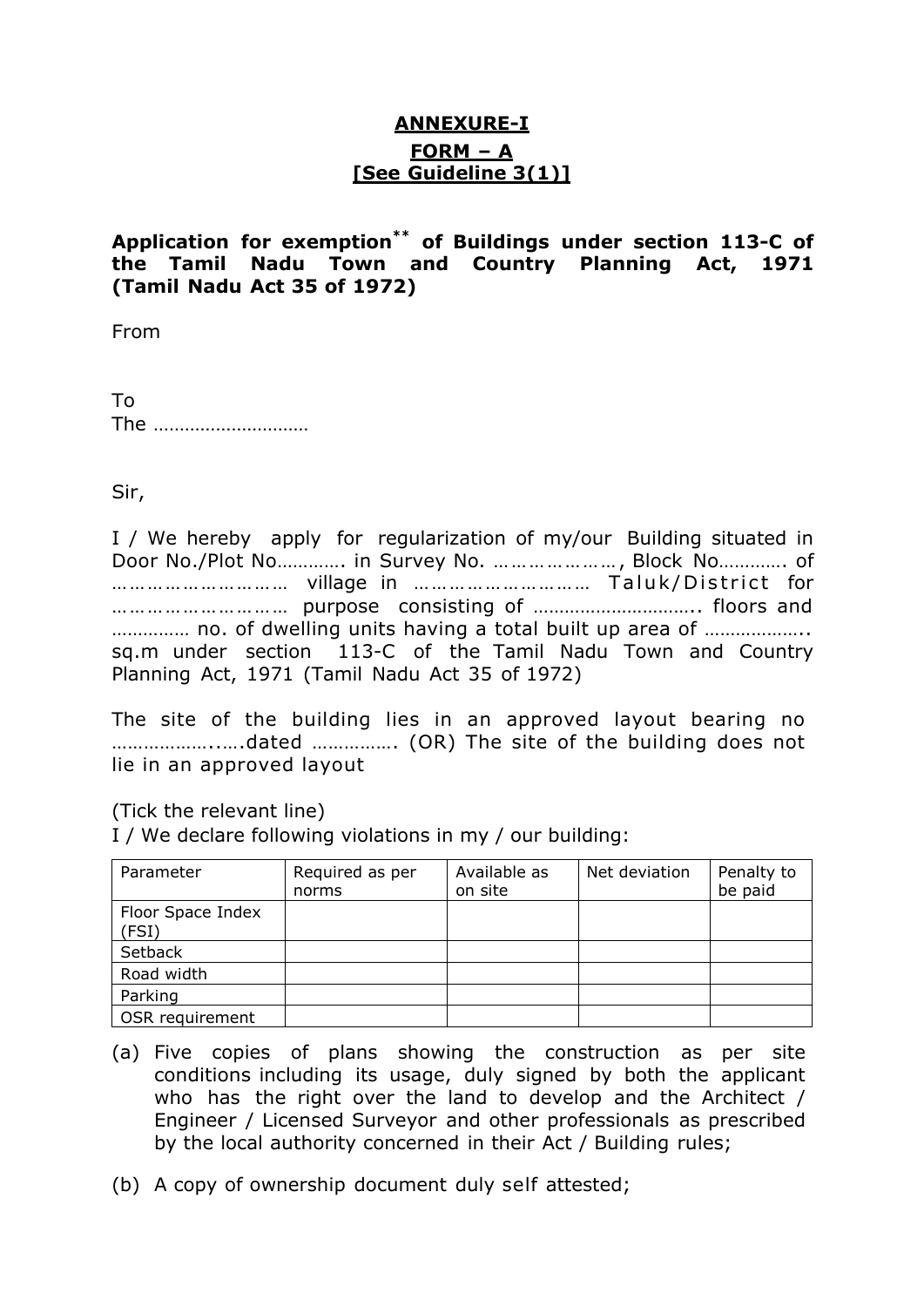**ANNEXURE-I**

**FORM – A**

**[See Guideline 3(1)]**

**Application for exemption** ** **of Buildings under section 113-C of the Tamil Nadu Town and Country Planning Act, 1971 (Tamil Nadu Act 35 of 1972)**

From

To
The ………………………

Sir,

I / We hereby apply for regularization of my/our Building situated in Door No./Plot No…………. in Survey No. ………………, Block No…………. of …………………… village in …………………… Taluk/District for …………………… purpose consisting of ………………………….. floors and …………… no. of dwelling units having a total built up area of ……………….. sq.m under section 113-C of the Tamil Nadu Town and Country Planning Act, 1971 (Tamil Nadu Act 35 of 1972)

The site of the building lies in an approved layout bearing no …………….…..dated ……………. (OR) The site of the building does not lie in an approved layout

(Tick the relevant line)

I / We declare following violations in my / our building:

| Parameter | Required as per norms | Available as on site | Net deviation | Penalty to be paid |
|---|---|---|---|---|
| Floor Space Index (FSI) | | | | |
| Setback | | | | |
| Road width | | | | |
| Parking | | | | |
| OSR requirement | | | | |

(a) Five copies of plans showing the construction as per site conditions including its usage, duly signed by both the applicant who has the right over the land to develop and the Architect / Engineer / Licensed Surveyor and other professionals as prescribed by the local authority concerned in their Act / Building rules;

(b) A copy of ownership document duly self attested;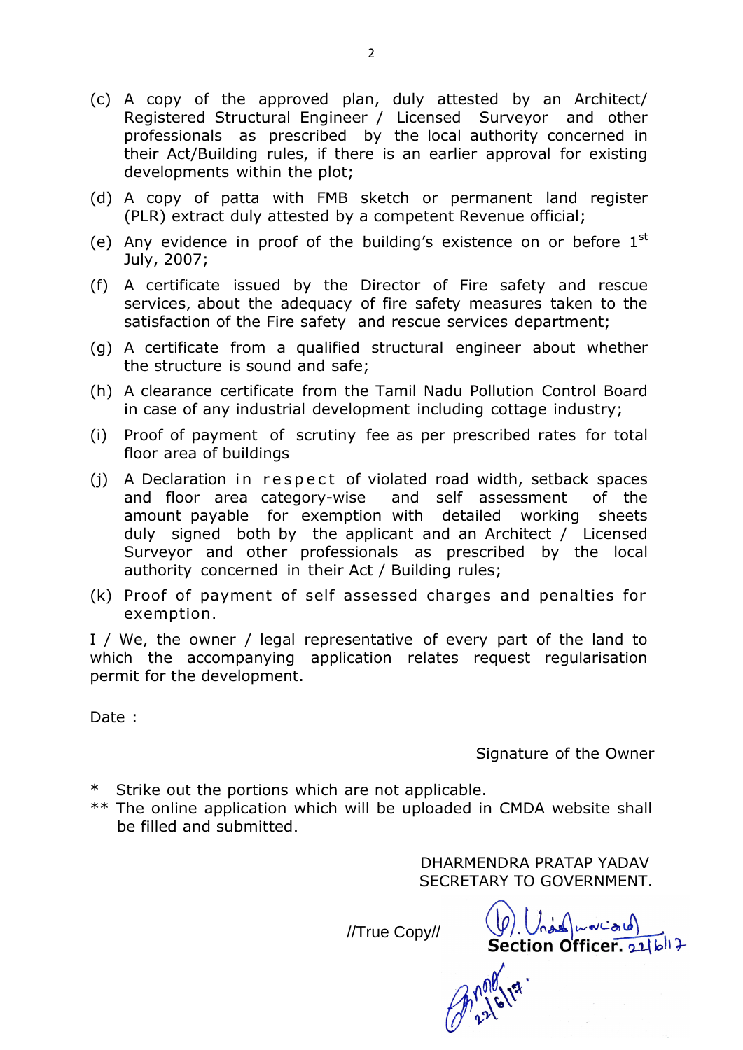(c) A copy of the approved plan, duly attested by an Architect/ Registered Structural Engineer / Licensed Surveyor and other professionals as prescribed by the local authority concerned in their Act/Building rules, if there is an earlier approval for existing developments within the plot;

(d) A copy of patta with FMB sketch or permanent land register (PLR) extract duly attested by a competent Revenue official;

(e) Any evidence in proof of the building's existence on or before 1st July, 2007;

(f) A certificate issued by the Director of Fire safety and rescue services, about the adequacy of fire safety measures taken to the satisfaction of the Fire safety and rescue services department;

(g) A certificate from a qualified structural engineer about whether the structure is sound and safe;

(h) A clearance certificate from the Tamil Nadu Pollution Control Board in case of any industrial development including cottage industry;

(i) Proof of payment of scrutiny fee as per prescribed rates for total floor area of buildings

(j) A Declaration in respect of violated road width, setback spaces and floor area category-wise and self assessment of the amount payable for exemption with detailed working sheets duly signed both by the applicant and an Architect / Licensed Surveyor and other professionals as prescribed by the local authority concerned in their Act / Building rules;

(k) Proof of payment of self assessed charges and penalties for exemption.

I / We, the owner / legal representative of every part of the land to which the accompanying application relates request regularisation permit for the development.

Date :

Signature of the Owner

\* Strike out the portions which are not applicable.

\*\* The online application which will be uploaded in CMDA website shall be filled and submitted.

DHARMENDRA PRATAP YADAV
SECRETARY TO GOVERNMENT.

//True Copy//

Section Officer. 22/6/17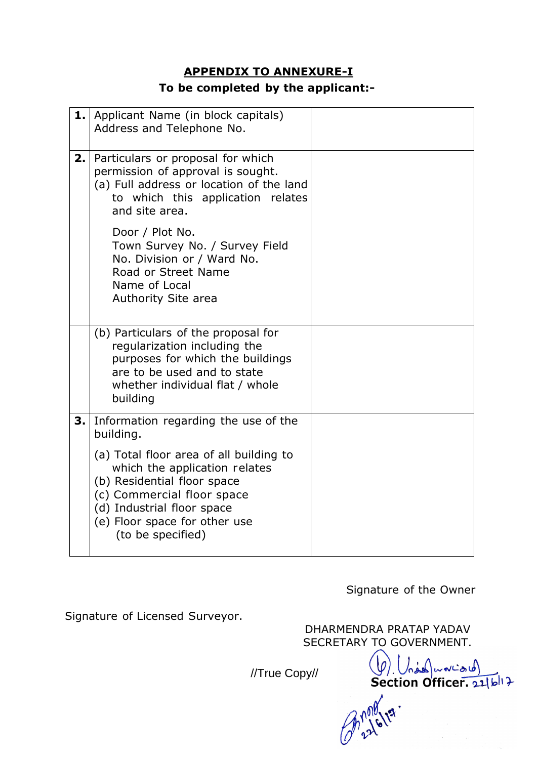## APPENDIX TO ANNEXURE-I

**To be completed by the applicant:-**

| | | |
|---|---|---|
| **1.** | Applicant Name (in block capitals) Address and Telephone No. | |
| **2.** | Particulars or proposal for which permission of approval is sought.<br>(a) Full address or location of the land to which this application relates and site area.<br><br>Door / Plot No.<br>Town Survey No. / Survey Field No. Division or / Ward No.<br>Road or Street Name<br>Name of Local Authority Site area | |
| | (b) Particulars of the proposal for regularization including the purposes for which the buildings are to be used and to state whether individual flat / whole building | |
| **3.** | Information regarding the use of the building.<br><br>(a) Total floor area of all building to which the application relates<br>(b) Residential floor space<br>(c) Commercial floor space<br>(d) Industrial floor space<br>(e) Floor space for other use (to be specified) | |

Signature of the Owner

Signature of Licensed Surveyor.

DHARMENDRA PRATAP YADAV
SECRETARY TO GOVERNMENT.

//True Copy//

**Section Officer.** 22/6/17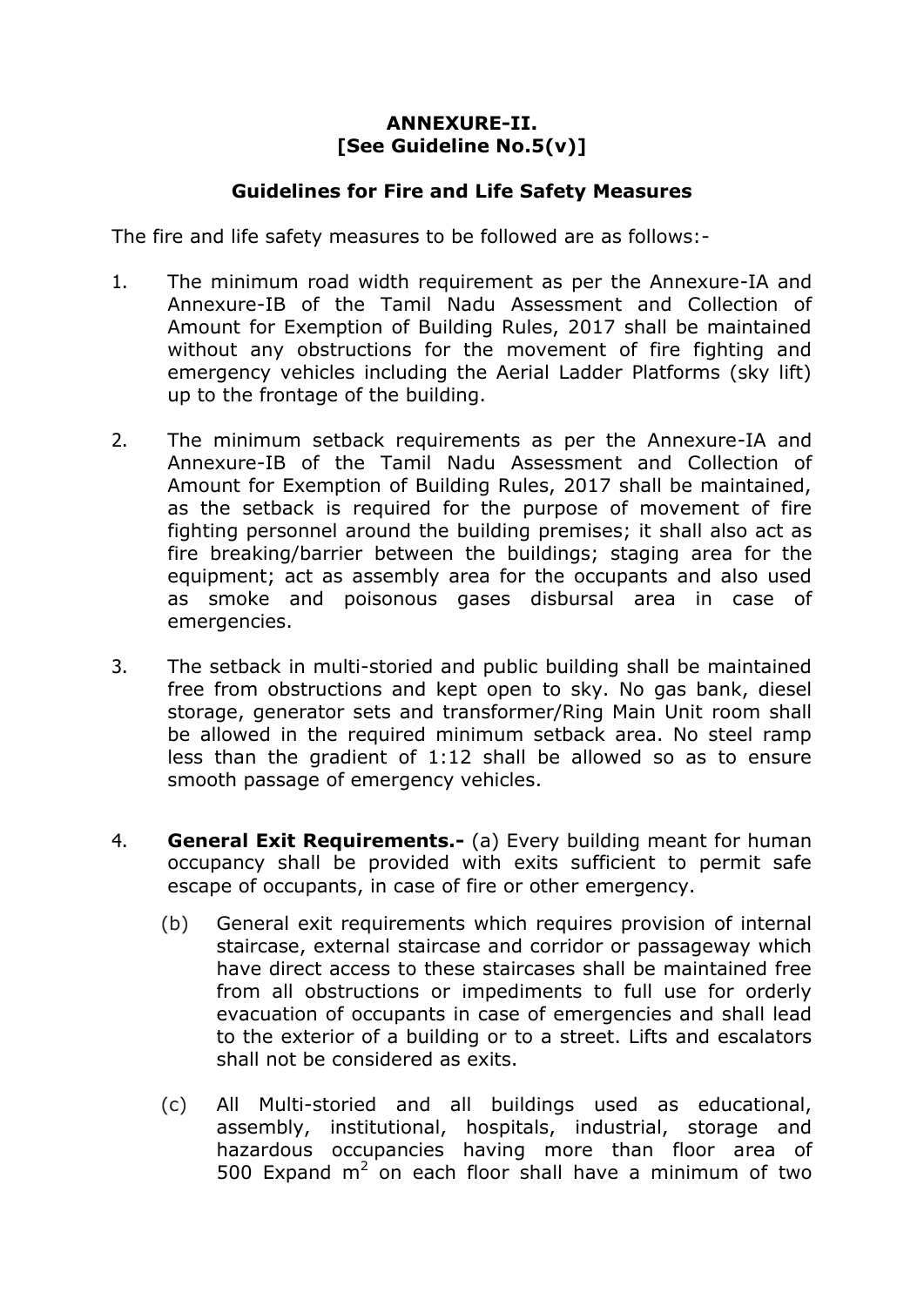**ANNEXURE-II.**
**[See Guideline No.5(v)]**

**Guidelines for Fire and Life Safety Measures**

The fire and life safety measures to be followed are as follows:-

1. The minimum road width requirement as per the Annexure-IA and Annexure-IB of the Tamil Nadu Assessment and Collection of Amount for Exemption of Building Rules, 2017 shall be maintained without any obstructions for the movement of fire fighting and emergency vehicles including the Aerial Ladder Platforms (sky lift) up to the frontage of the building.

2. The minimum setback requirements as per the Annexure-IA and Annexure-IB of the Tamil Nadu Assessment and Collection of Amount for Exemption of Building Rules, 2017 shall be maintained, as the setback is required for the purpose of movement of fire fighting personnel around the building premises; it shall also act as fire breaking/barrier between the buildings; staging area for the equipment; act as assembly area for the occupants and also used as smoke and poisonous gases disbursal area in case of emergencies.

3. The setback in multi-storied and public building shall be maintained free from obstructions and kept open to sky. No gas bank, diesel storage, generator sets and transformer/Ring Main Unit room shall be allowed in the required minimum setback area. No steel ramp less than the gradient of 1:12 shall be allowed so as to ensure smooth passage of emergency vehicles.

4. **General Exit Requirements.-** (a) Every building meant for human occupancy shall be provided with exits sufficient to permit safe escape of occupants, in case of fire or other emergency.

   (b) General exit requirements which requires provision of internal staircase, external staircase and corridor or passageway which have direct access to these staircases shall be maintained free from all obstructions or impediments to full use for orderly evacuation of occupants in case of emergencies and shall lead to the exterior of a building or to a street. Lifts and escalators shall not be considered as exits.

   (c) All Multi-storied and all buildings used as educational, assembly, institutional, hospitals, industrial, storage and hazardous occupancies having more than floor area of 500 Expand $m^2$ on each floor shall have a minimum of two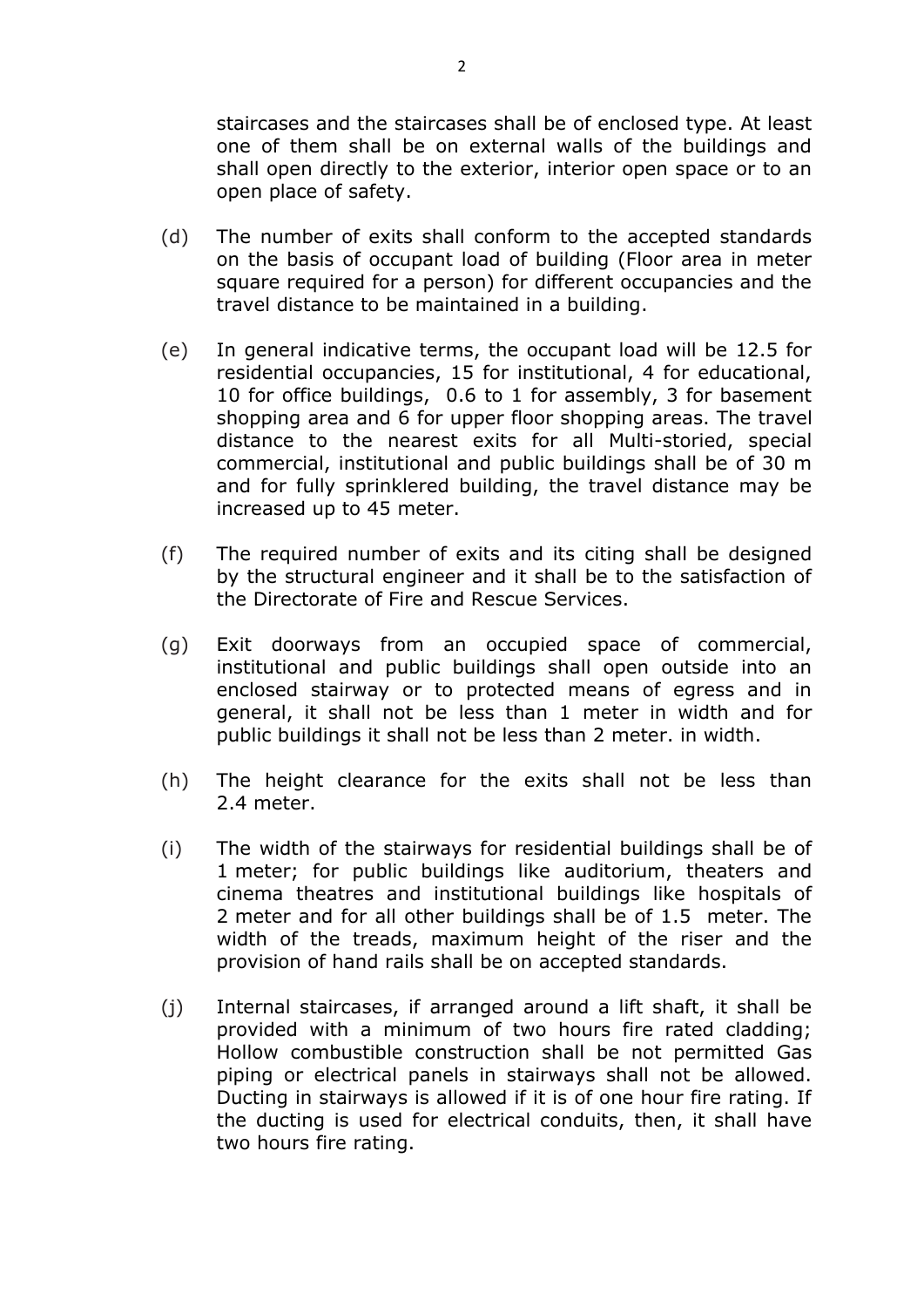staircases and the staircases shall be of enclosed type. At least one of them shall be on external walls of the buildings and shall open directly to the exterior, interior open space or to an open place of safety.

(d) The number of exits shall conform to the accepted standards on the basis of occupant load of building (Floor area in meter square required for a person) for different occupancies and the travel distance to be maintained in a building.

(e) In general indicative terms, the occupant load will be 12.5 for residential occupancies, 15 for institutional, 4 for educational, 10 for office buildings, 0.6 to 1 for assembly, 3 for basement shopping area and 6 for upper floor shopping areas. The travel distance to the nearest exits for all Multi-storied, special commercial, institutional and public buildings shall be of 30 m and for fully sprinklered building, the travel distance may be increased up to 45 meter.

(f) The required number of exits and its citing shall be designed by the structural engineer and it shall be to the satisfaction of the Directorate of Fire and Rescue Services.

(g) Exit doorways from an occupied space of commercial, institutional and public buildings shall open outside into an enclosed stairway or to protected means of egress and in general, it shall not be less than 1 meter in width and for public buildings it shall not be less than 2 meter. in width.

(h) The height clearance for the exits shall not be less than 2.4 meter.

(i) The width of the stairways for residential buildings shall be of 1 meter; for public buildings like auditorium, theaters and cinema theatres and institutional buildings like hospitals of 2 meter and for all other buildings shall be of 1.5 meter. The width of the treads, maximum height of the riser and the provision of hand rails shall be on accepted standards.

(j) Internal staircases, if arranged around a lift shaft, it shall be provided with a minimum of two hours fire rated cladding; Hollow combustible construction shall be not permitted Gas piping or electrical panels in stairways shall not be allowed. Ducting in stairways is allowed if it is of one hour fire rating. If the ducting is used for electrical conduits, then, it shall have two hours fire rating.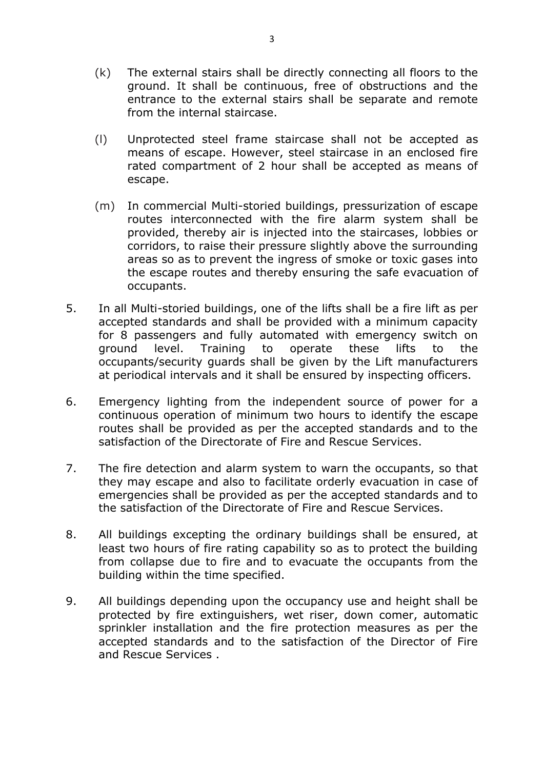(k) The external stairs shall be directly connecting all floors to the ground. It shall be continuous, free of obstructions and the entrance to the external stairs shall be separate and remote from the internal staircase.

(l) Unprotected steel frame staircase shall not be accepted as means of escape. However, steel staircase in an enclosed fire rated compartment of 2 hour shall be accepted as means of escape.

(m) In commercial Multi-storied buildings, pressurization of escape routes interconnected with the fire alarm system shall be provided, thereby air is injected into the staircases, lobbies or corridors, to raise their pressure slightly above the surrounding areas so as to prevent the ingress of smoke or toxic gases into the escape routes and thereby ensuring the safe evacuation of occupants.

5. In all Multi-storied buildings, one of the lifts shall be a fire lift as per accepted standards and shall be provided with a minimum capacity for 8 passengers and fully automated with emergency switch on ground level. Training to operate these lifts to the occupants/security guards shall be given by the Lift manufacturers at periodical intervals and it shall be ensured by inspecting officers.

6. Emergency lighting from the independent source of power for a continuous operation of minimum two hours to identify the escape routes shall be provided as per the accepted standards and to the satisfaction of the Directorate of Fire and Rescue Services.

7. The fire detection and alarm system to warn the occupants, so that they may escape and also to facilitate orderly evacuation in case of emergencies shall be provided as per the accepted standards and to the satisfaction of the Directorate of Fire and Rescue Services.

8. All buildings excepting the ordinary buildings shall be ensured, at least two hours of fire rating capability so as to protect the building from collapse due to fire and to evacuate the occupants from the building within the time specified.

9. All buildings depending upon the occupancy use and height shall be protected by fire extinguishers, wet riser, down comer, automatic sprinkler installation and the fire protection measures as per the accepted standards and to the satisfaction of the Director of Fire and Rescue Services .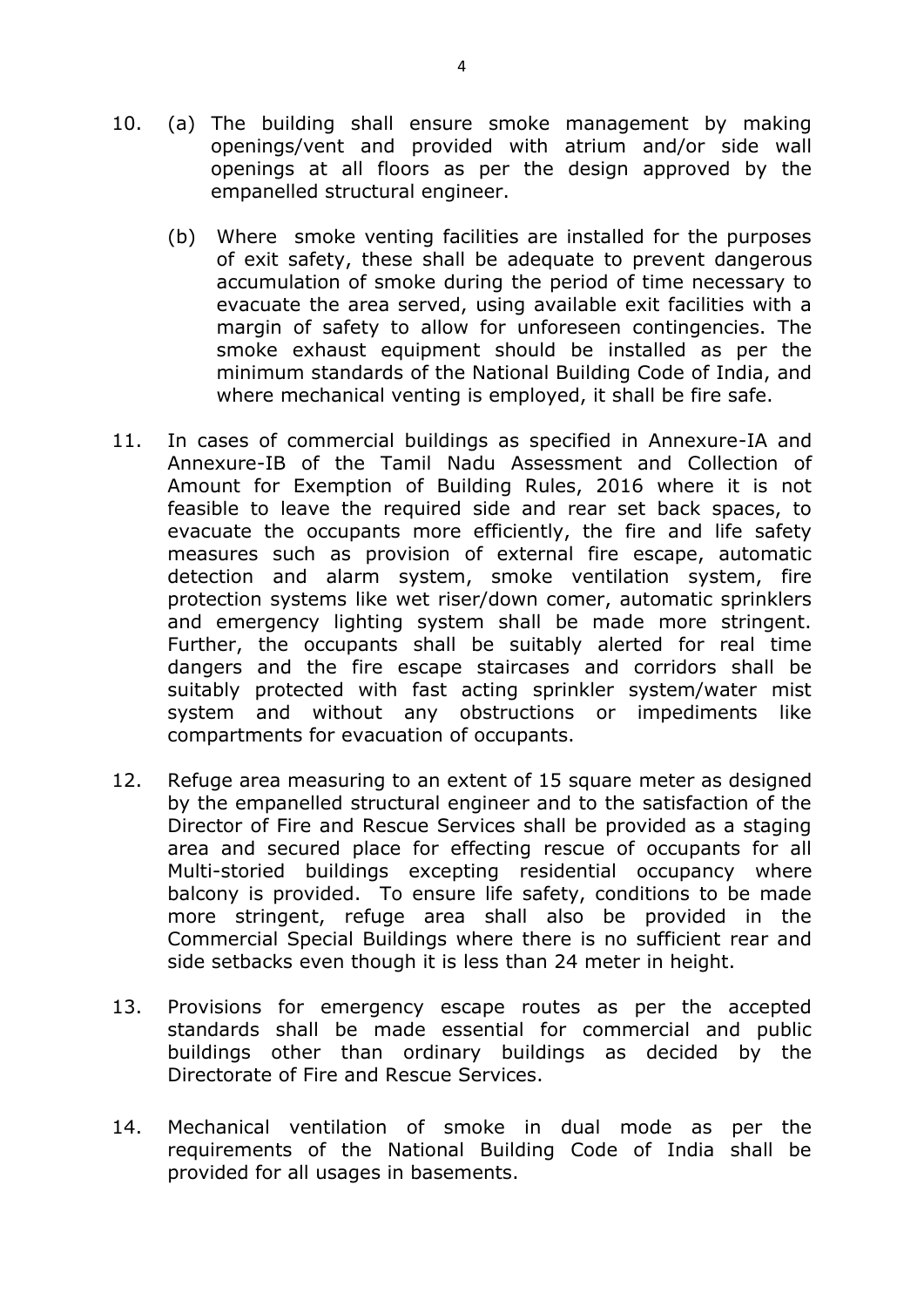10. (a) The building shall ensure smoke management by making openings/vent and provided with atrium and/or side wall openings at all floors as per the design approved by the empanelled structural engineer.

    (b) Where smoke venting facilities are installed for the purposes of exit safety, these shall be adequate to prevent dangerous accumulation of smoke during the period of time necessary to evacuate the area served, using available exit facilities with a margin of safety to allow for unforeseen contingencies. The smoke exhaust equipment should be installed as per the minimum standards of the National Building Code of India, and where mechanical venting is employed, it shall be fire safe.

11. In cases of commercial buildings as specified in Annexure-IA and Annexure-IB of the Tamil Nadu Assessment and Collection of Amount for Exemption of Building Rules, 2016 where it is not feasible to leave the required side and rear set back spaces, to evacuate the occupants more efficiently, the fire and life safety measures such as provision of external fire escape, automatic detection and alarm system, smoke ventilation system, fire protection systems like wet riser/down comer, automatic sprinklers and emergency lighting system shall be made more stringent. Further, the occupants shall be suitably alerted for real time dangers and the fire escape staircases and corridors shall be suitably protected with fast acting sprinkler system/water mist system and without any obstructions or impediments like compartments for evacuation of occupants.

12. Refuge area measuring to an extent of 15 square meter as designed by the empanelled structural engineer and to the satisfaction of the Director of Fire and Rescue Services shall be provided as a staging area and secured place for effecting rescue of occupants for all Multi-storied buildings excepting residential occupancy where balcony is provided. To ensure life safety, conditions to be made more stringent, refuge area shall also be provided in the Commercial Special Buildings where there is no sufficient rear and side setbacks even though it is less than 24 meter in height.

13. Provisions for emergency escape routes as per the accepted standards shall be made essential for commercial and public buildings other than ordinary buildings as decided by the Directorate of Fire and Rescue Services.

14. Mechanical ventilation of smoke in dual mode as per the requirements of the National Building Code of India shall be provided for all usages in basements.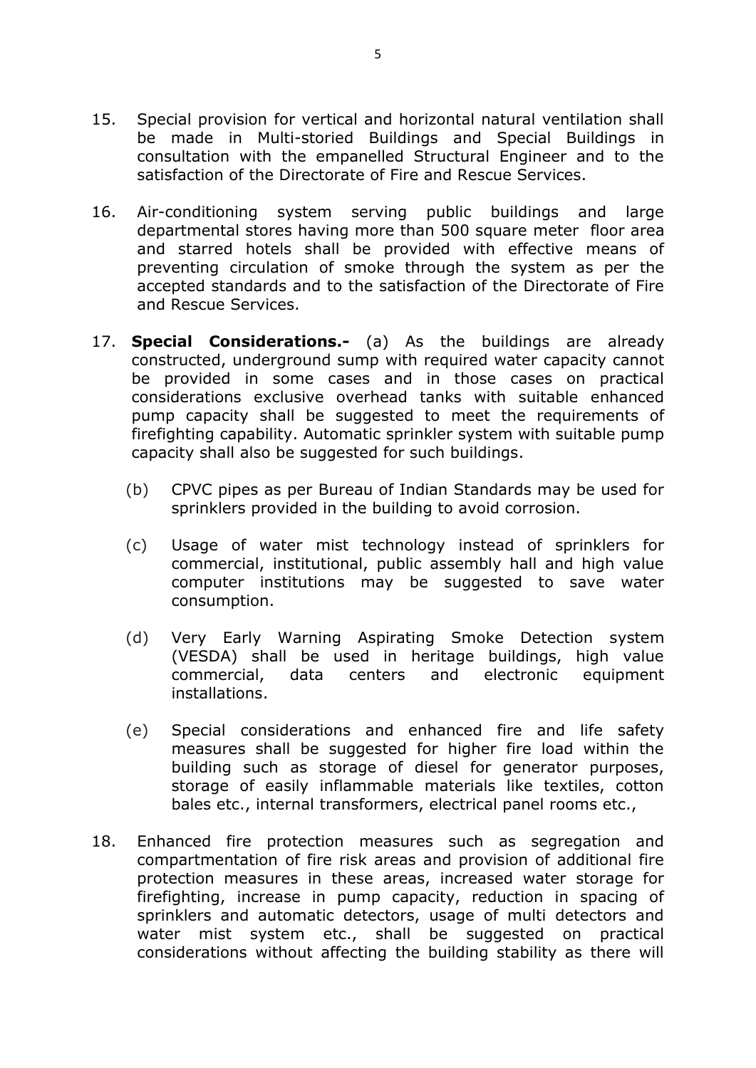15. Special provision for vertical and horizontal natural ventilation shall be made in Multi-storied Buildings and Special Buildings in consultation with the empanelled Structural Engineer and to the satisfaction of the Directorate of Fire and Rescue Services.

16. Air-conditioning system serving public buildings and large departmental stores having more than 500 square meter floor area and starred hotels shall be provided with effective means of preventing circulation of smoke through the system as per the accepted standards and to the satisfaction of the Directorate of Fire and Rescue Services.

17. **Special Considerations.-** (a) As the buildings are already constructed, underground sump with required water capacity cannot be provided in some cases and in those cases on practical considerations exclusive overhead tanks with suitable enhanced pump capacity shall be suggested to meet the requirements of firefighting capability. Automatic sprinkler system with suitable pump capacity shall also be suggested for such buildings.

    (b) CPVC pipes as per Bureau of Indian Standards may be used for sprinklers provided in the building to avoid corrosion.

    (c) Usage of water mist technology instead of sprinklers for commercial, institutional, public assembly hall and high value computer institutions may be suggested to save water consumption.

    (d) Very Early Warning Aspirating Smoke Detection system (VESDA) shall be used in heritage buildings, high value commercial, data centers and electronic equipment installations.

    (e) Special considerations and enhanced fire and life safety measures shall be suggested for higher fire load within the building such as storage of diesel for generator purposes, storage of easily inflammable materials like textiles, cotton bales etc., internal transformers, electrical panel rooms etc.,

18. Enhanced fire protection measures such as segregation and compartmentation of fire risk areas and provision of additional fire protection measures in these areas, increased water storage for firefighting, increase in pump capacity, reduction in spacing of sprinklers and automatic detectors, usage of multi detectors and water mist system etc., shall be suggested on practical considerations without affecting the building stability as there will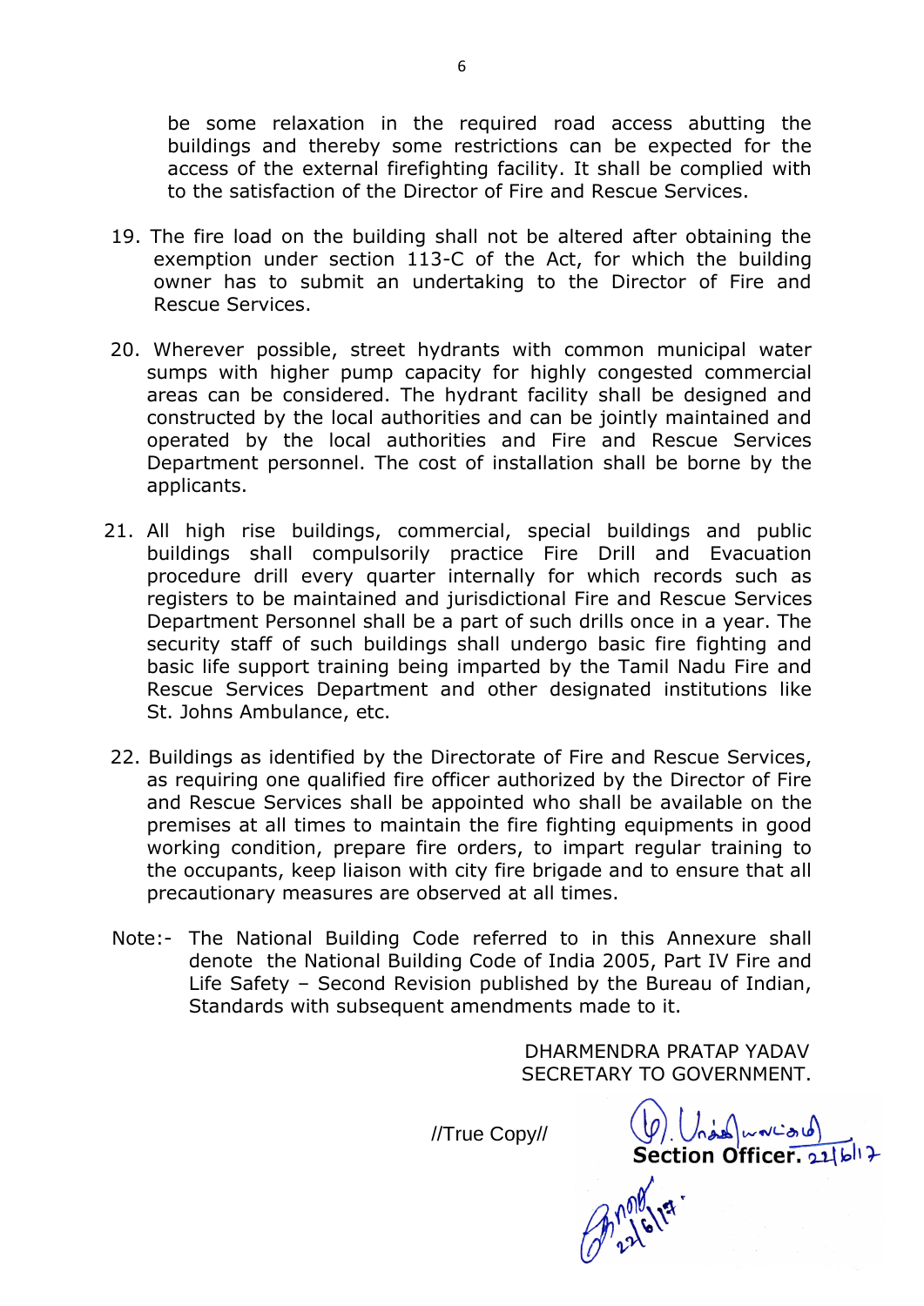be some relaxation in the required road access abutting the buildings and thereby some restrictions can be expected for the access of the external firefighting facility. It shall be complied with to the satisfaction of the Director of Fire and Rescue Services.

19. The fire load on the building shall not be altered after obtaining the exemption under section 113-C of the Act, for which the building owner has to submit an undertaking to the Director of Fire and Rescue Services.

20. Wherever possible, street hydrants with common municipal water sumps with higher pump capacity for highly congested commercial areas can be considered. The hydrant facility shall be designed and constructed by the local authorities and can be jointly maintained and operated by the local authorities and Fire and Rescue Services Department personnel. The cost of installation shall be borne by the applicants.

21. All high rise buildings, commercial, special buildings and public buildings shall compulsorily practice Fire Drill and Evacuation procedure drill every quarter internally for which records such as registers to be maintained and jurisdictional Fire and Rescue Services Department Personnel shall be a part of such drills once in a year. The security staff of such buildings shall undergo basic fire fighting and basic life support training being imparted by the Tamil Nadu Fire and Rescue Services Department and other designated institutions like St. Johns Ambulance, etc.

22. Buildings as identified by the Directorate of Fire and Rescue Services, as requiring one qualified fire officer authorized by the Director of Fire and Rescue Services shall be appointed who shall be available on the premises at all times to maintain the fire fighting equipments in good working condition, prepare fire orders, to impart regular training to the occupants, keep liaison with city fire brigade and to ensure that all precautionary measures are observed at all times.

Note:- The National Building Code referred to in this Annexure shall denote the National Building Code of India 2005, Part IV Fire and Life Safety – Second Revision published by the Bureau of Indian, Standards with subsequent amendments made to it.

DHARMENDRA PRATAP YADAV
SECRETARY TO GOVERNMENT.

//True Copy//

**Section Officer.** 22/6/17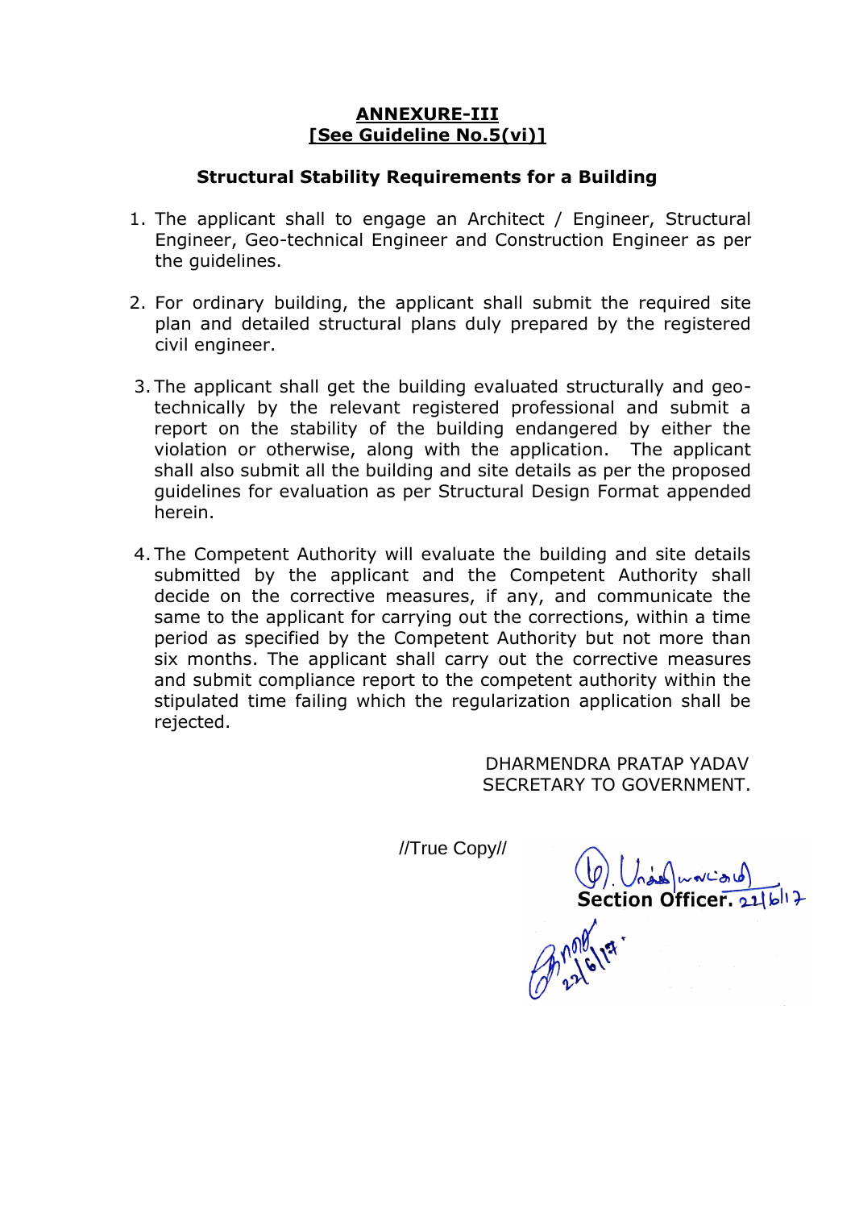**ANNEXURE-III**
**[See Guideline No.5(vi)]**

**Structural Stability Requirements for a Building**

1. The applicant shall to engage an Architect / Engineer, Structural Engineer, Geo-technical Engineer and Construction Engineer as per the guidelines.

2. For ordinary building, the applicant shall submit the required site plan and detailed structural plans duly prepared by the registered civil engineer.

3. The applicant shall get the building evaluated structurally and geo-technically by the relevant registered professional and submit a report on the stability of the building endangered by either the violation or otherwise, along with the application. The applicant shall also submit all the building and site details as per the proposed guidelines for evaluation as per Structural Design Format appended herein.

4. The Competent Authority will evaluate the building and site details submitted by the applicant and the Competent Authority shall decide on the corrective measures, if any, and communicate the same to the applicant for carrying out the corrections, within a time period as specified by the Competent Authority but not more than six months. The applicant shall carry out the corrective measures and submit compliance report to the competent authority within the stipulated time failing which the regularization application shall be rejected.

DHARMENDRA PRATAP YADAV
SECRETARY TO GOVERNMENT.

//True Copy//

**Section Officer.** 22/6/17

22/6/17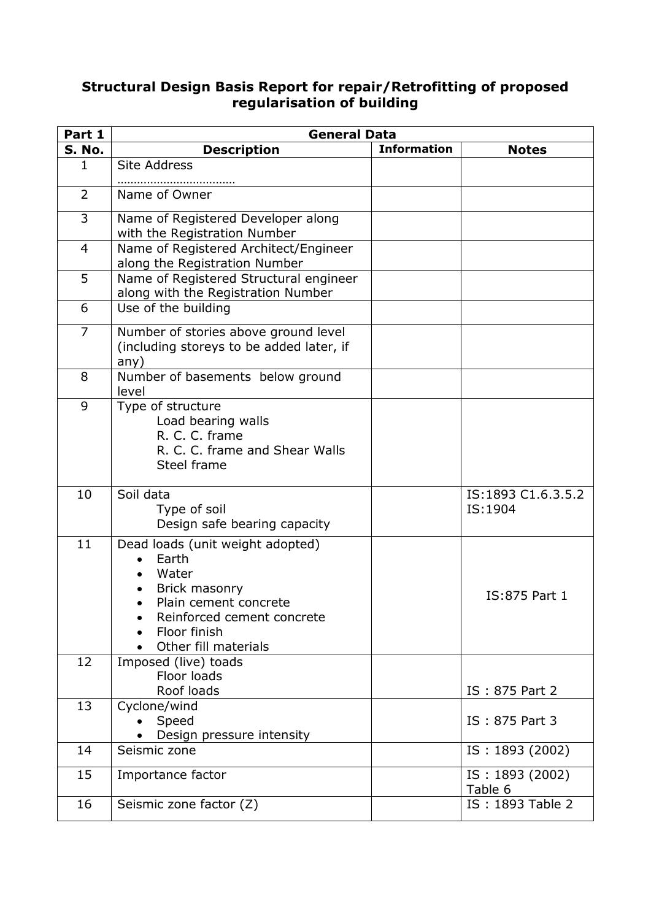**Structural Design Basis Report for repair/Retrofitting of proposed regularisation of building**

| Part 1 | General Data | | |
|---|---|---|---|
| **S. No.** | **Description** | **Information** | **Notes** |
| 1 | Site Address ……………………………… | | |
| 2 | Name of Owner | | |
| 3 | Name of Registered Developer along with the Registration Number | | |
| 4 | Name of Registered Architect/Engineer along the Registration Number | | |
| 5 | Name of Registered Structural engineer along with the Registration Number | | |
| 6 | Use of the building | | |
| 7 | Number of stories above ground level (including storeys to be added later, if any) | | |
| 8 | Number of basements below ground level | | |
| 9 | Type of structure<br>Load bearing walls<br>R. C. C. frame<br>R. C. C. frame and Shear Walls<br>Steel frame | | |
| 10 | Soil data<br>Type of soil<br>Design safe bearing capacity | | IS:1893 C1.6.3.5.2<br>IS:1904 |
| 11 | Dead loads (unit weight adopted)<br>• Earth<br>• Water<br>• Brick masonry<br>• Plain cement concrete<br>• Reinforced cement concrete<br>• Floor finish<br>• Other fill materials | | IS:875 Part 1 |
| 12 | Imposed (live) toads<br>Floor loads<br>Roof loads | | IS : 875 Part 2 |
| 13 | Cyclone/wind<br>• Speed<br>• Design pressure intensity | | IS : 875 Part 3 |
| 14 | Seismic zone | | IS : 1893 (2002) |
| 15 | Importance factor | | IS : 1893 (2002) Table 6 |
| 16 | Seismic zone factor (Z) | | IS : 1893 Table 2 |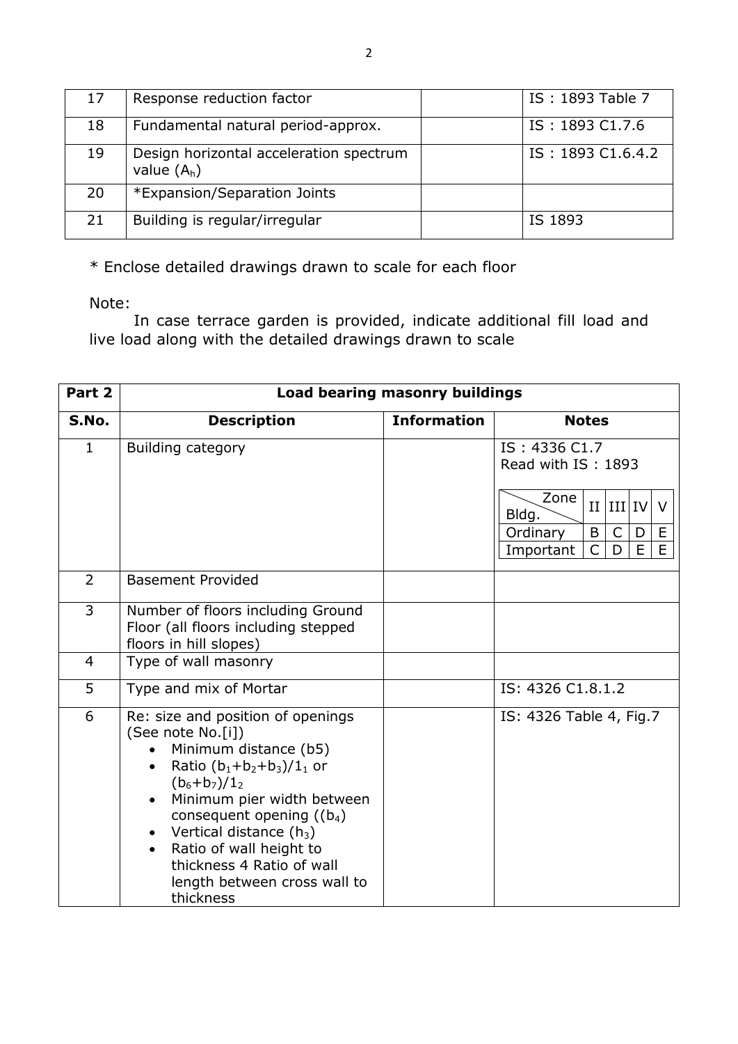| 17 | Response reduction factor | | IS : 1893 Table 7 |
|---|---|---|---|
| 18 | Fundamental natural period-approx. | | IS : 1893 C1.7.6 |
| 19 | Design horizontal acceleration spectrum value ($A_h$) | | IS : 1893 C1.6.4.2 |
| 20 | *Expansion/Separation Joints | | |
| 21 | Building is regular/irregular | | IS 1893 |

* Enclose detailed drawings drawn to scale for each floor

Note:

In case terrace garden is provided, indicate additional fill load and live load along with the detailed drawings drawn to scale

| Part 2 | Load bearing masonry buildings | | |
|---|---|---|---|
| **S.No.** | **Description** | **Information** | **Notes** |
| 1 | Building category | | IS : 4336 C1.7 Read with IS : 1893<br><br>Zone / Bldg. — II, III, IV, V<br>Ordinary — B, C, D, E<br>Important — C, D, E, E |
| 2 | Basement Provided | | |
| 3 | Number of floors including Ground Floor (all floors including stepped floors in hill slopes) | | |
| 4 | Type of wall masonry | | |
| 5 | Type and mix of Mortar | | IS: 4326 C1.8.1.2 |
| 6 | Re: size and position of openings (See note No.[i])<br>• Minimum distance (b5)<br>• Ratio $(b_1+b_2+b_3)/1_1$ or $(b_6+b_7)/1_2$<br>• Minimum pier width between consequent opening (($b_4$)<br>• Vertical distance ($h_3$)<br>• Ratio of wall height to thickness 4 Ratio of wall length between cross wall to thickness | | IS: 4326 Table 4, Fig.7 |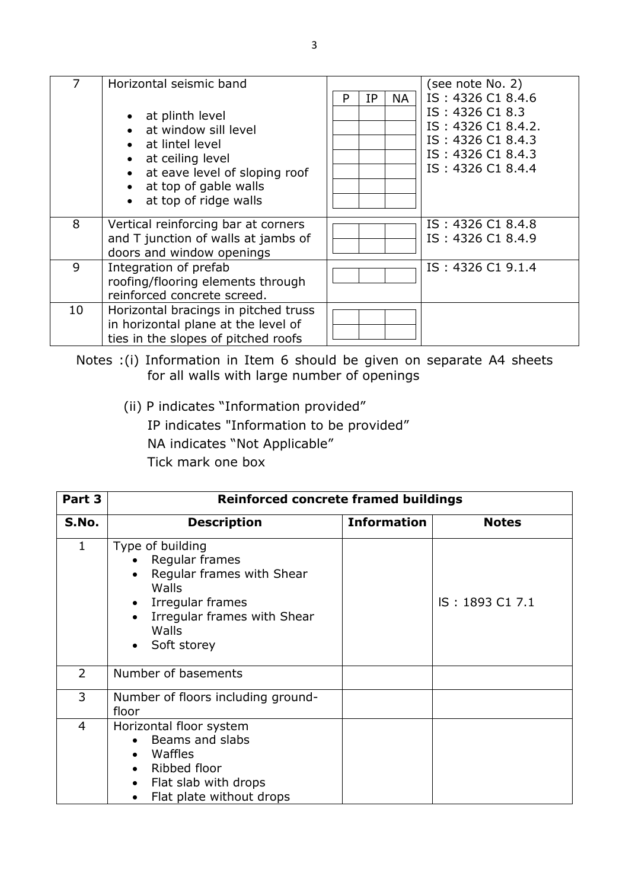| 7 | Horizontal seismic band<br><br>• at plinth level<br>• at window sill level<br>• at lintel level<br>• at ceiling level<br>• at eave level of sloping roof<br>• at top of gable walls<br>• at top of ridge walls | P / IP / NA | (see note No. 2)<br>IS : 4326 C1 8.4.6<br>IS : 4326 C1 8.3<br>IS : 4326 C1 8.4.2.<br>IS : 4326 C1 8.4.3<br>IS : 4326 C1 8.4.3<br>IS : 4326 C1 8.4.4 |
|---|---|---|---|
| 8 | Vertical reinforcing bar at corners and T junction of walls at jambs of doors and window openings | | IS : 4326 C1 8.4.8<br>IS : 4326 C1 8.4.9 |
| 9 | Integration of prefab roofing/flooring elements through reinforced concrete screed. | | IS : 4326 C1 9.1.4 |
| 10 | Horizontal bracings in pitched truss in horizontal plane at the level of ties in the slopes of pitched roofs | | |

Notes :(i) Information in Item 6 should be given on separate A4 sheets for all walls with large number of openings

(ii) P indicates "Information provided"
IP indicates "Information to be provided"
NA indicates "Not Applicable"
Tick mark one box

| **Part 3** | **Reinforced concrete framed buildings** | | |
|---|---|---|---|
| **S.No.** | **Description** | **Information** | **Notes** |
| 1 | Type of building<br>• Regular frames<br>• Regular frames with Shear Walls<br>• Irregular frames<br>• Irregular frames with Shear Walls<br>• Soft storey | | IS : 1893 C1 7.1 |
| 2 | Number of basements | | |
| 3 | Number of floors including ground-floor | | |
| 4 | Horizontal floor system<br>• Beams and slabs<br>• Waffles<br>• Ribbed floor<br>• Flat slab with drops<br>• Flat plate without drops | | |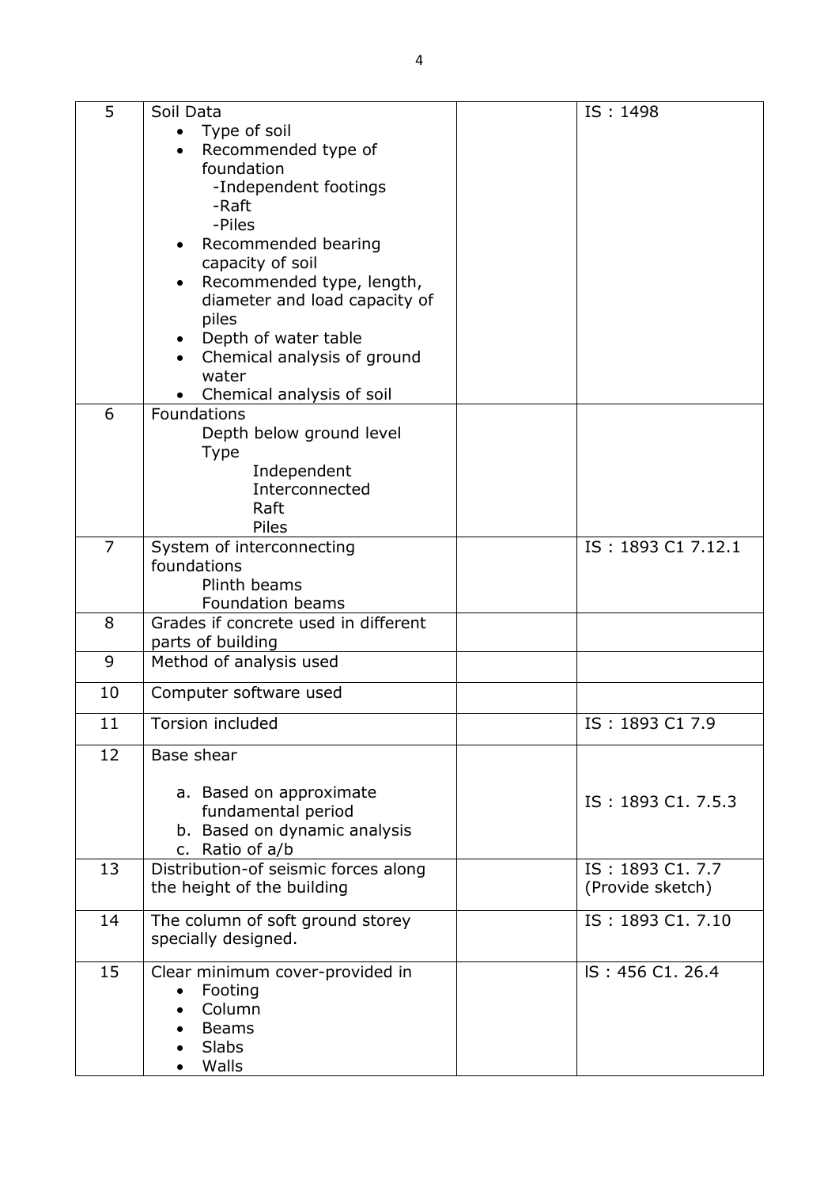| 5 | Soil Data<br>• Type of soil<br>• Recommended type of foundation<br>-Independent footings<br>-Raft<br>-Piles<br>• Recommended bearing capacity of soil<br>• Recommended type, length, diameter and load capacity of piles<br>• Depth of water table<br>• Chemical analysis of ground water<br>• Chemical analysis of soil | | IS : 1498 |
|---|---|---|---|
| 6 | Foundations<br>Depth below ground level<br>Type<br>Independent<br>Interconnected<br>Raft<br>Piles | | |
| 7 | System of interconnecting foundations<br>Plinth beams<br>Foundation beams | | IS : 1893 C1 7.12.1 |
| 8 | Grades if concrete used in different parts of building | | |
| 9 | Method of analysis used | | |
| 10 | Computer software used | | |
| 11 | Torsion included | | IS : 1893 C1 7.9 |
| 12 | Base shear<br>a. Based on approximate fundamental period<br>b. Based on dynamic analysis<br>c. Ratio of a/b | | IS : 1893 C1. 7.5.3 |
| 13 | Distribution-of seismic forces along the height of the building | | IS : 1893 C1. 7.7 (Provide sketch) |
| 14 | The column of soft ground storey specially designed. | | IS : 1893 C1. 7.10 |
| 15 | Clear minimum cover-provided in<br>• Footing<br>• Column<br>• Beams<br>• Slabs<br>• Walls | | IS : 456 C1. 26.4 |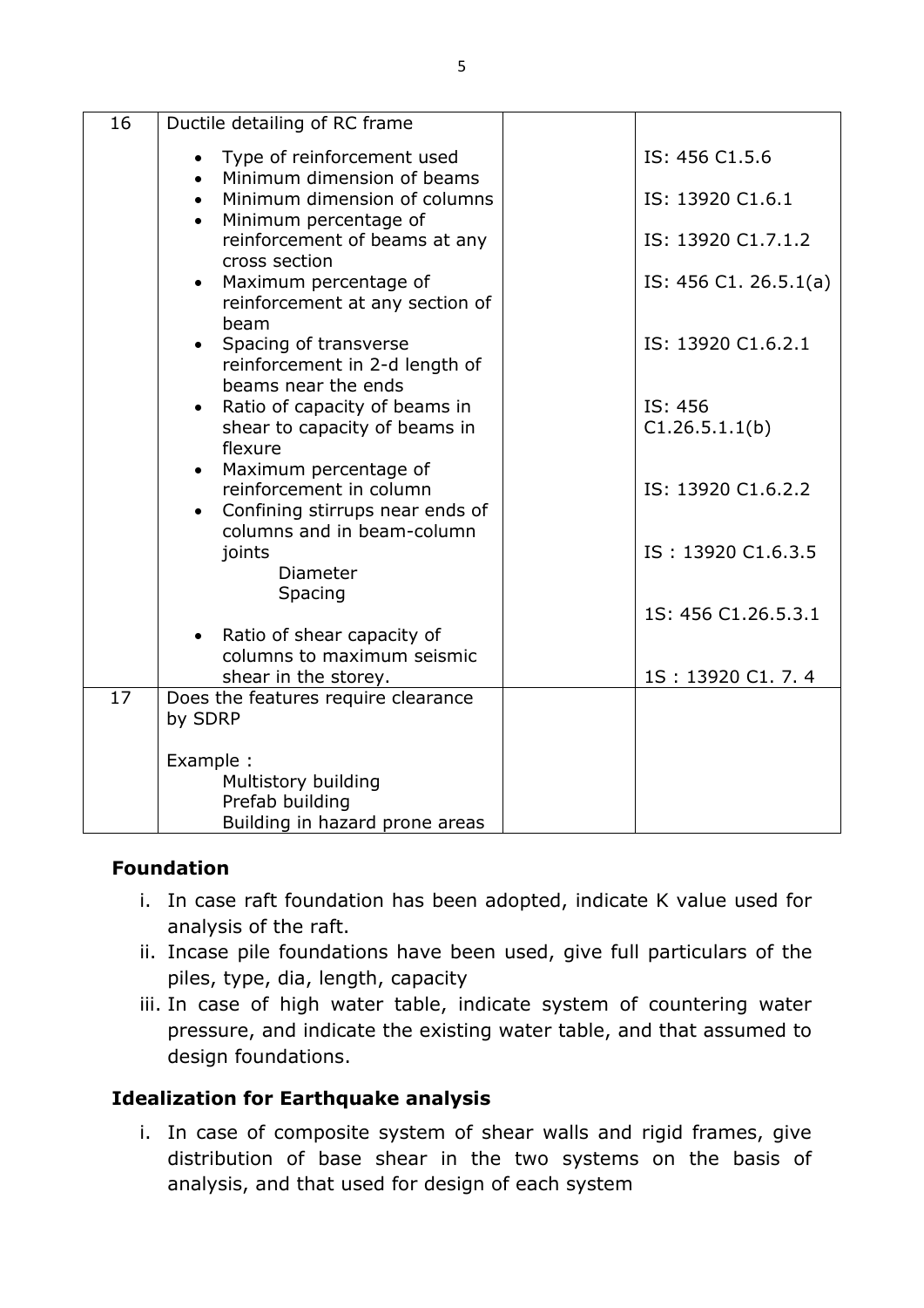| 16 | Ductile detailing of RC frame<br><br>• Type of reinforcement used<br>• Minimum dimension of beams<br>• Minimum dimension of columns<br>• Minimum percentage of reinforcement of beams at any cross section<br>• Maximum percentage of reinforcement at any section of beam<br>• Spacing of transverse reinforcement in 2-d length of beams near the ends<br>• Ratio of capacity of beams in shear to capacity of beams in flexure<br>• Maximum percentage of reinforcement in column<br>• Confining stirrups near ends of columns and in beam-column joints<br>  Diameter<br>  Spacing<br>• Ratio of shear capacity of columns to maximum seismic shear in the storey. | | IS: 456 C1.5.6<br><br>IS: 13920 C1.6.1<br><br>IS: 13920 C1.7.1.2<br><br>IS: 456 C1. 26.5.1(a)<br><br>IS: 13920 C1.6.2.1<br><br>IS: 456 C1.26.5.1.1(b)<br><br>IS: 13920 C1.6.2.2<br><br>IS : 13920 C1.6.3.5<br><br>1S: 456 C1.26.5.3.1<br><br>1S : 13920 C1. 7. 4 |
|---|---|---|---|
| 17 | Does the features require clearance by SDRP<br><br>Example :<br>  Multistory building<br>  Prefab building<br>  Building in hazard prone areas | | |

## Foundation

i. In case raft foundation has been adopted, indicate K value used for analysis of the raft.
ii. Incase pile foundations have been used, give full particulars of the piles, type, dia, length, capacity
iii. In case of high water table, indicate system of countering water pressure, and indicate the existing water table, and that assumed to design foundations.

## Idealization for Earthquake analysis

i. In case of composite system of shear walls and rigid frames, give distribution of base shear in the two systems on the basis of analysis, and that used for design of each system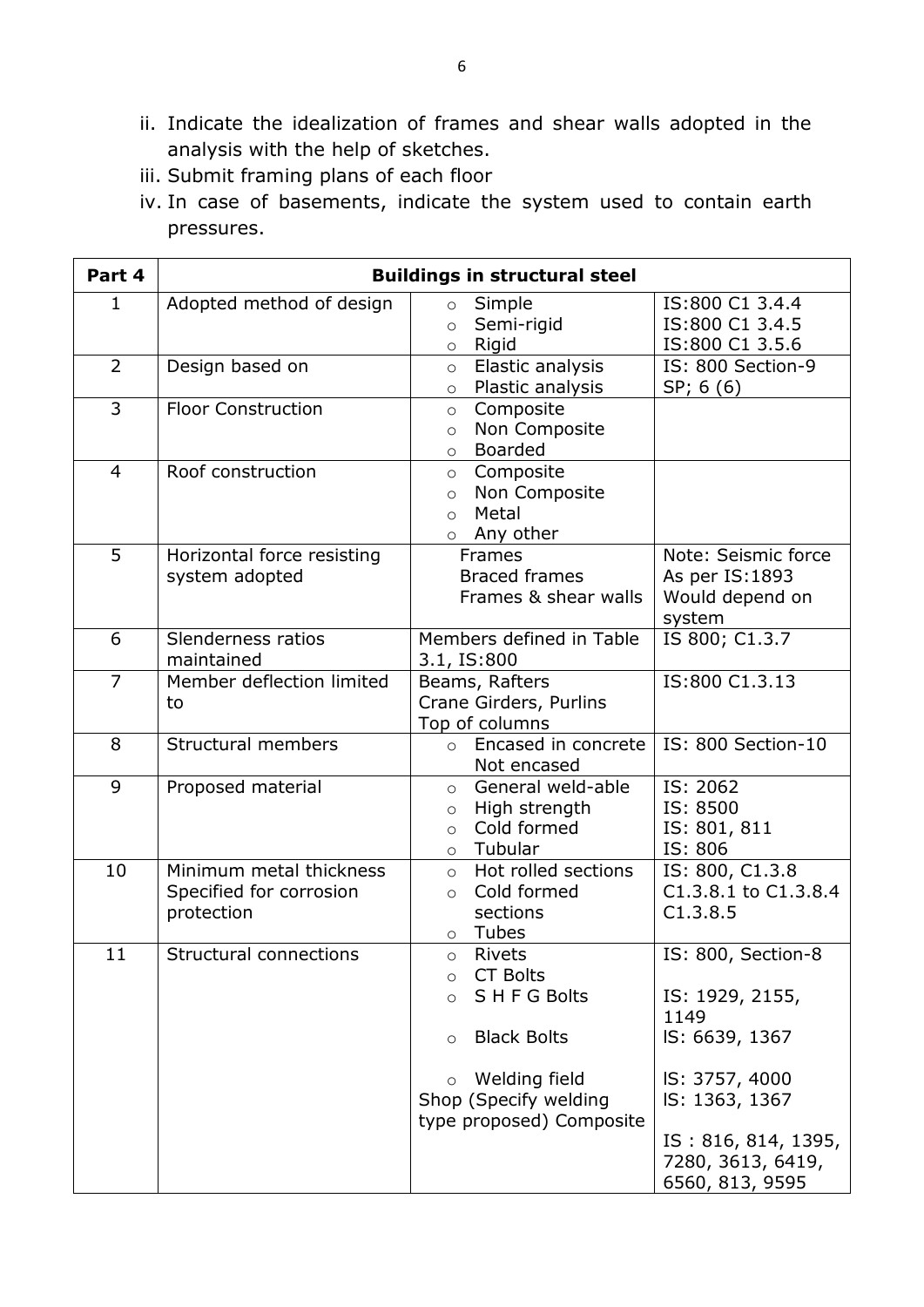ii. Indicate the idealization of frames and shear walls adopted in the analysis with the help of sketches.
iii. Submit framing plans of each floor
iv. In case of basements, indicate the system used to contain earth pressures.

| Part 4 | Buildings in structural steel | | |
|---|---|---|---|
| 1 | Adopted method of design | ○ Simple<br>○ Semi-rigid<br>○ Rigid | IS:800 C1 3.4.4<br>IS:800 C1 3.4.5<br>IS:800 C1 3.5.6 |
| 2 | Design based on | ○ Elastic analysis<br>○ Plastic analysis | IS: 800 Section-9<br>SP; 6 (6) |
| 3 | Floor Construction | ○ Composite<br>○ Non Composite<br>○ Boarded | |
| 4 | Roof construction | ○ Composite<br>○ Non Composite<br>○ Metal<br>○ Any other | |
| 5 | Horizontal force resisting system adopted | Frames<br>Braced frames<br>Frames & shear walls | Note: Seismic force As per IS:1893 Would depend on system |
| 6 | Slenderness ratios maintained | Members defined in Table 3.1, IS:800 | IS 800; C1.3.7 |
| 7 | Member deflection limited to | Beams, Rafters<br>Crane Girders, Purlins<br>Top of columns | IS:800 C1.3.13 |
| 8 | Structural members | ○ Encased in concrete<br>Not encased | IS: 800 Section-10 |
| 9 | Proposed material | ○ General weld-able<br>○ High strength<br>○ Cold formed<br>○ Tubular | IS: 2062<br>IS: 8500<br>IS: 801, 811<br>IS: 806 |
| 10 | Minimum metal thickness Specified for corrosion protection | ○ Hot rolled sections<br>○ Cold formed sections<br>○ Tubes | IS: 800, C1.3.8<br>C1.3.8.1 to C1.3.8.4<br>C1.3.8.5 |
| 11 | Structural connections | ○ Rivets<br>○ CT Bolts<br>○ S H F G Bolts<br>○ Black Bolts<br>○ Welding field<br>Shop (Specify welding type proposed) Composite | IS: 800, Section-8<br>IS: 1929, 2155, 1149<br>IS: 6639, 1367<br>IS: 3757, 4000<br>IS: 1363, 1367<br>IS : 816, 814, 1395, 7280, 3613, 6419, 6560, 813, 9595 |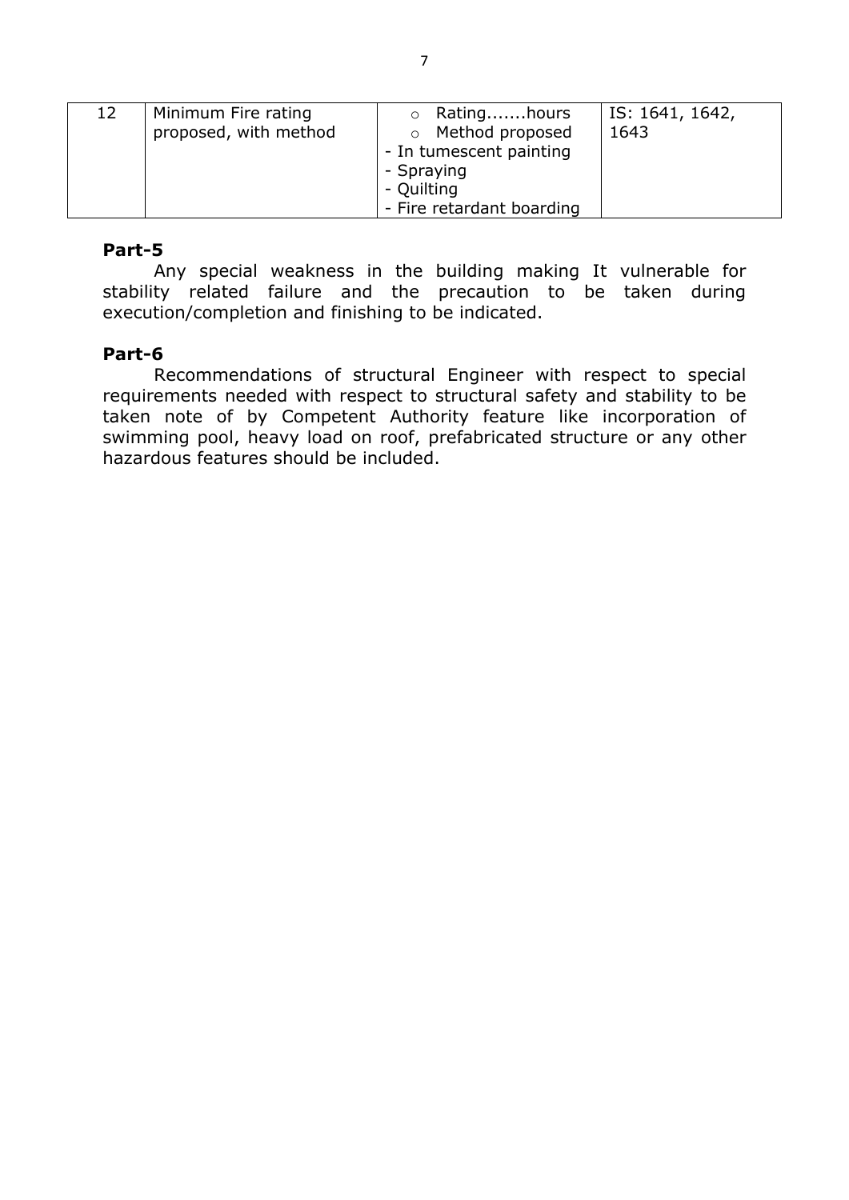| 12 | Minimum Fire rating proposed, with method | ○ Rating.......hours<br>○ Method proposed<br>- In tumescent painting<br>- Spraying<br>- Quilting<br>- Fire retardant boarding | IS: 1641, 1642, 1643 |
|---|---|---|---|

**Part-5**

Any special weakness in the building making It vulnerable for stability related failure and the precaution to be taken during execution/completion and finishing to be indicated.

**Part-6**

Recommendations of structural Engineer with respect to special requirements needed with respect to structural safety and stability to be taken note of by Competent Authority feature like incorporation of swimming pool, heavy load on roof, prefabricated structure or any other hazardous features should be included.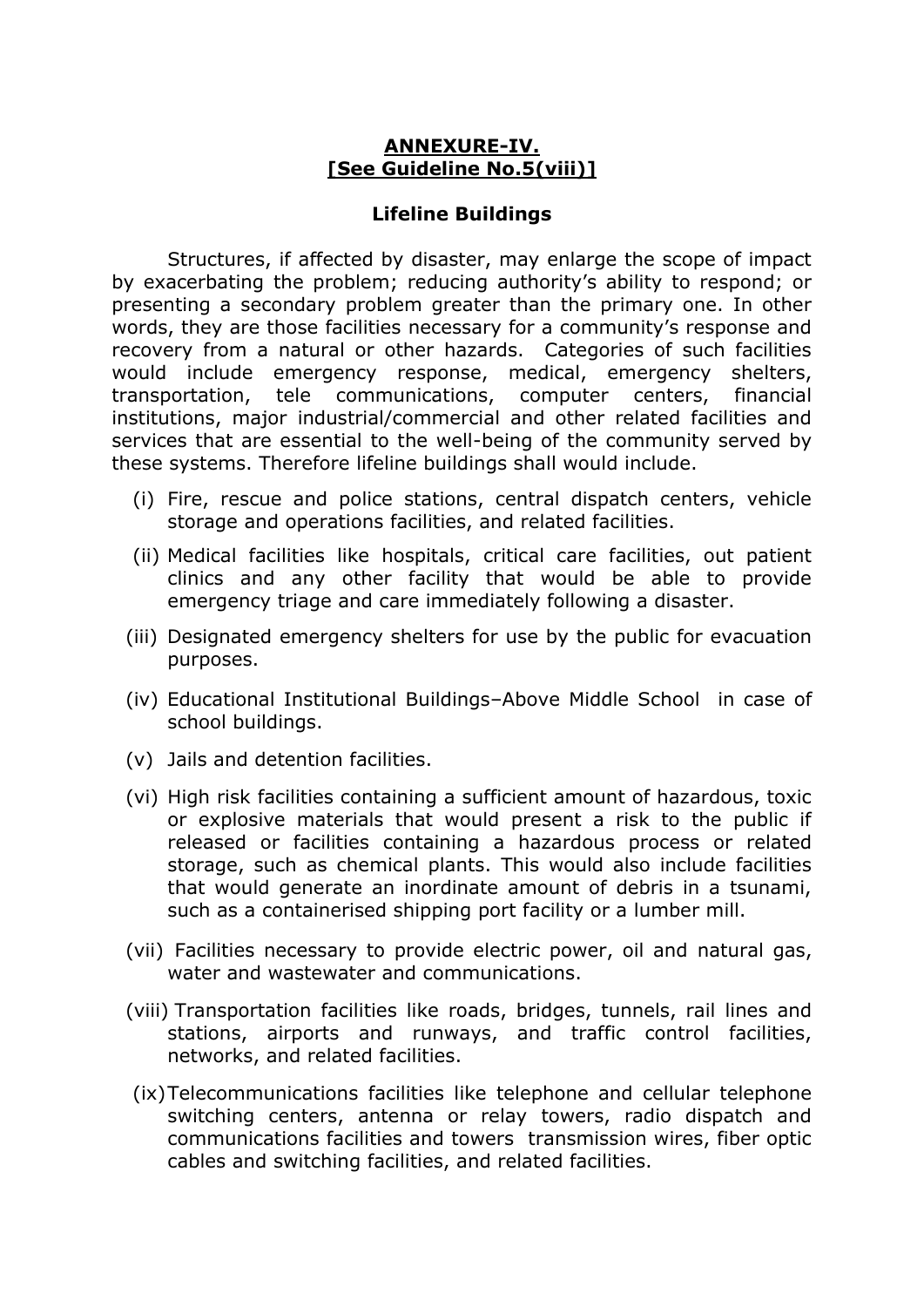**ANNEXURE-IV.**
**[See Guideline No.5(viii)]**

**Lifeline Buildings**

Structures, if affected by disaster, may enlarge the scope of impact by exacerbating the problem; reducing authority's ability to respond; or presenting a secondary problem greater than the primary one. In other words, they are those facilities necessary for a community's response and recovery from a natural or other hazards. Categories of such facilities would include emergency response, medical, emergency shelters, transportation, tele communications, computer centers, financial institutions, major industrial/commercial and other related facilities and services that are essential to the well-being of the community served by these systems. Therefore lifeline buildings shall would include.

(i) Fire, rescue and police stations, central dispatch centers, vehicle storage and operations facilities, and related facilities.

(ii) Medical facilities like hospitals, critical care facilities, out patient clinics and any other facility that would be able to provide emergency triage and care immediately following a disaster.

(iii) Designated emergency shelters for use by the public for evacuation purposes.

(iv) Educational Institutional Buildings–Above Middle School in case of school buildings.

(v) Jails and detention facilities.

(vi) High risk facilities containing a sufficient amount of hazardous, toxic or explosive materials that would present a risk to the public if released or facilities containing a hazardous process or related storage, such as chemical plants. This would also include facilities that would generate an inordinate amount of debris in a tsunami, such as a containerised shipping port facility or a lumber mill.

(vii) Facilities necessary to provide electric power, oil and natural gas, water and wastewater and communications.

(viii) Transportation facilities like roads, bridges, tunnels, rail lines and stations, airports and runways, and traffic control facilities, networks, and related facilities.

(ix) Telecommunications facilities like telephone and cellular telephone switching centers, antenna or relay towers, radio dispatch and communications facilities and towers transmission wires, fiber optic cables and switching facilities, and related facilities.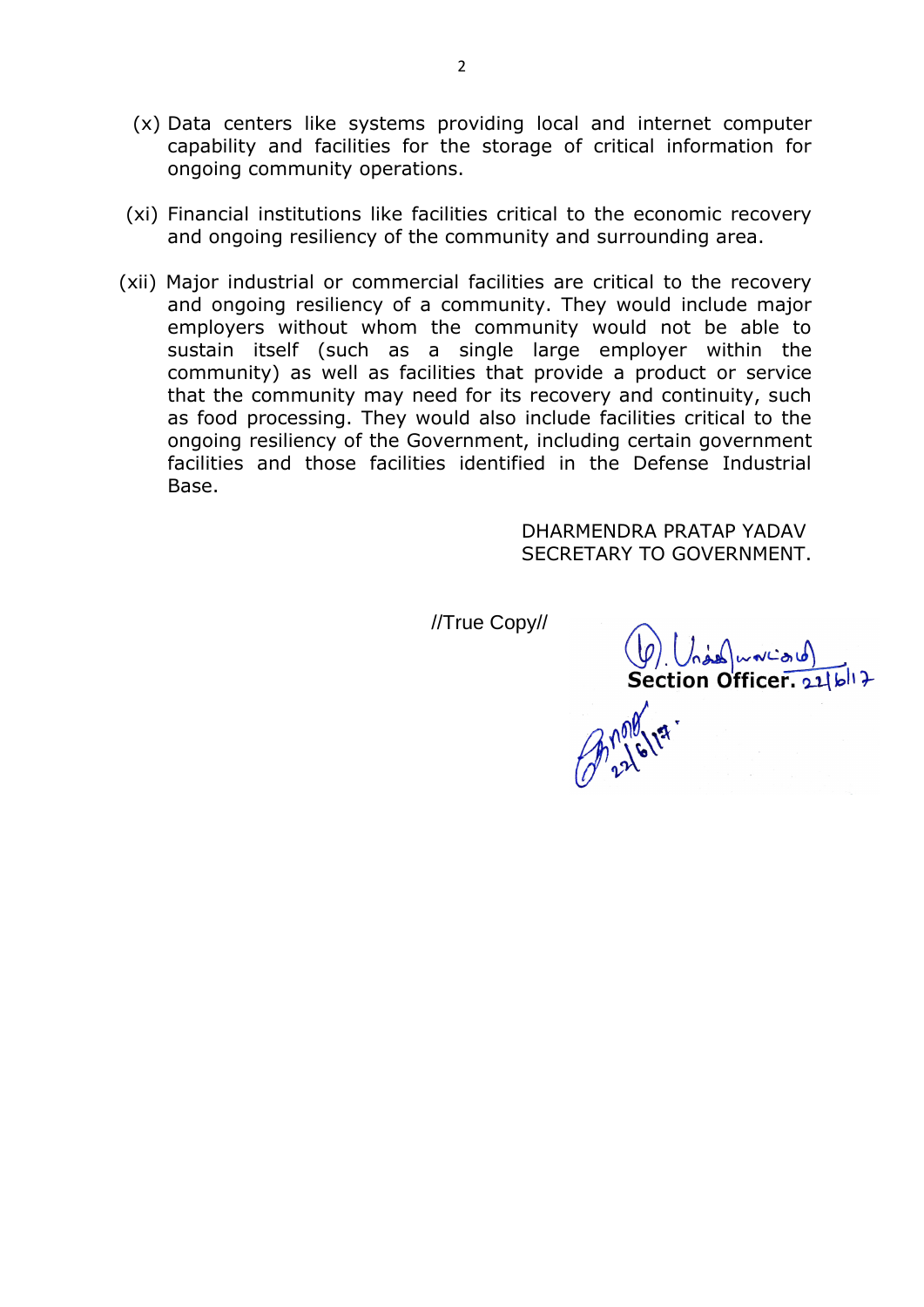(x) Data centers like systems providing local and internet computer capability and facilities for the storage of critical information for ongoing community operations.

(xi) Financial institutions like facilities critical to the economic recovery and ongoing resiliency of the community and surrounding area.

(xii) Major industrial or commercial facilities are critical to the recovery and ongoing resiliency of a community. They would include major employers without whom the community would not be able to sustain itself (such as a single large employer within the community) as well as facilities that provide a product or service that the community may need for its recovery and continuity, such as food processing. They would also include facilities critical to the ongoing resiliency of the Government, including certain government facilities and those facilities identified in the Defense Industrial Base.

DHARMENDRA PRATAP YADAV
SECRETARY TO GOVERNMENT.

//True Copy//

**Section Officer.** 22/6/17

22/6/17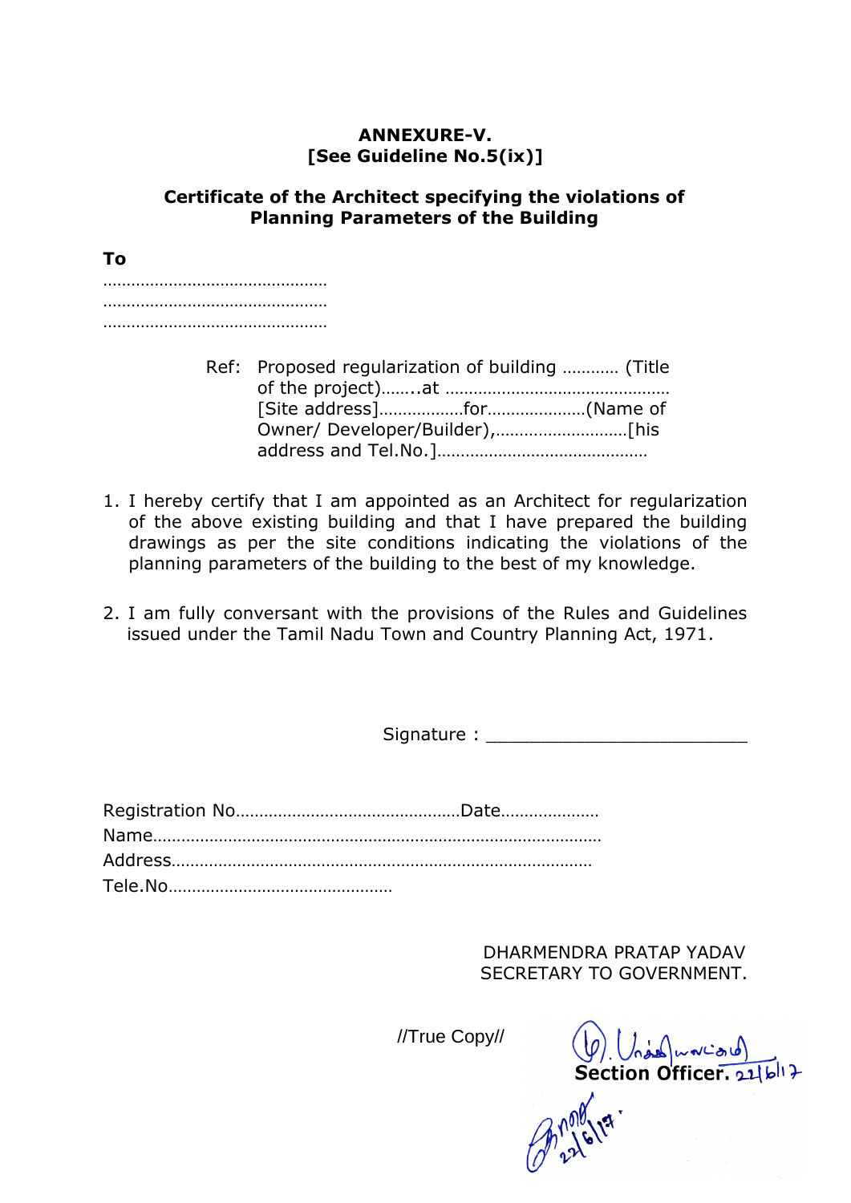**ANNEXURE-V.**
**[See Guideline No.5(ix)]**

**Certificate of the Architect specifying the violations of Planning Parameters of the Building**

**To**

…………………………………………
…………………………………………
…………………………………………

Ref: Proposed regularization of building ………… (Title of the project)……..at ………………………………………… [Site address]………………for…………………(Name of Owner/ Developer/Builder),………………………[his address and Tel.No.]………………………………………

1. I hereby certify that I am appointed as an Architect for regularization of the above existing building and that I have prepared the building drawings as per the site conditions indicating the violations of the planning parameters of the building to the best of my knowledge.

2. I am fully conversant with the provisions of the Rules and Guidelines issued under the Tamil Nadu Town and Country Planning Act, 1971.

Signature : ________________________

Registration No…………………………………………Date…………………
Name……………………………………………………………………………………
Address……………………………………………………………………………
Tele.No…………………………………………

DHARMENDRA PRATAP YADAV
SECRETARY TO GOVERNMENT.

//True Copy//

**Section Officer.** 22/6/17

22/6/17.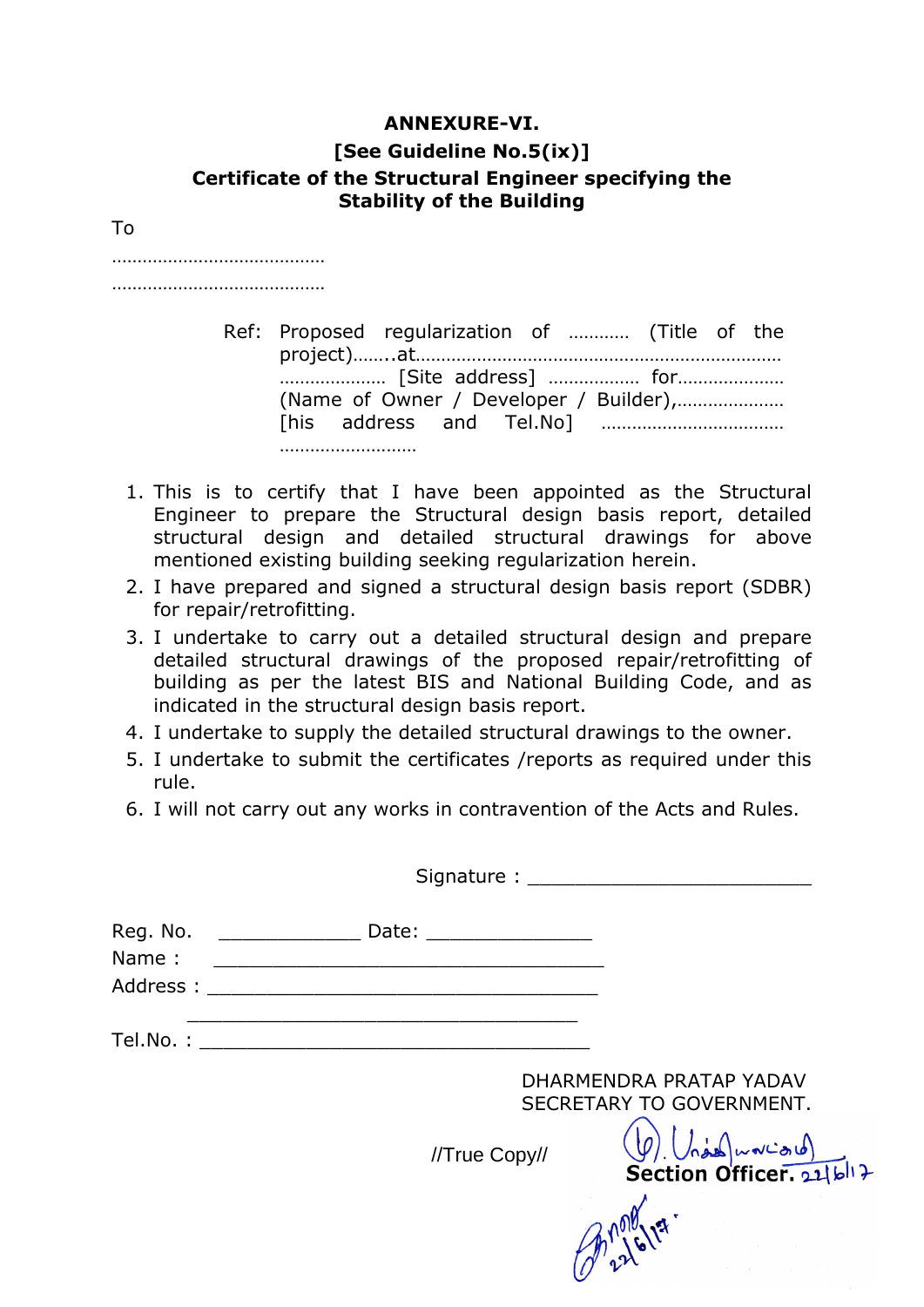**ANNEXURE-VI.**

**[See Guideline No.5(ix)]**

**Certificate of the Structural Engineer specifying the Stability of the Building**

To

……………………………………

……………………………………

Ref: Proposed regularization of ………… (Title of the project)……..at……………………………………………………………… ………………… [Site address] …………….. for………………… (Name of Owner / Developer / Builder),………………… [his address and Tel.No] ……………………………… ………………………

1. This is to certify that I have been appointed as the Structural Engineer to prepare the Structural design basis report, detailed structural design and detailed structural drawings for above mentioned existing building seeking regularization herein.
2. I have prepared and signed a structural design basis report (SDBR) for repair/retrofitting.
3. I undertake to carry out a detailed structural design and prepare detailed structural drawings of the proposed repair/retrofitting of building as per the latest BIS and National Building Code, and as indicated in the structural design basis report.
4. I undertake to supply the detailed structural drawings to the owner.
5. I undertake to submit the certificates /reports as required under this rule.
6. I will not carry out any works in contravention of the Acts and Rules.

Signature : ________________________

Reg. No. ____________ Date: ______________

Name : __________________________________

Address : __________________________________

__________________________________

Tel.No. : __________________________________

DHARMENDRA PRATAP YADAV
SECRETARY TO GOVERNMENT.

//True Copy//

(V. Undalwankar)
**Section Officer.** 22/6/17

22/6/17